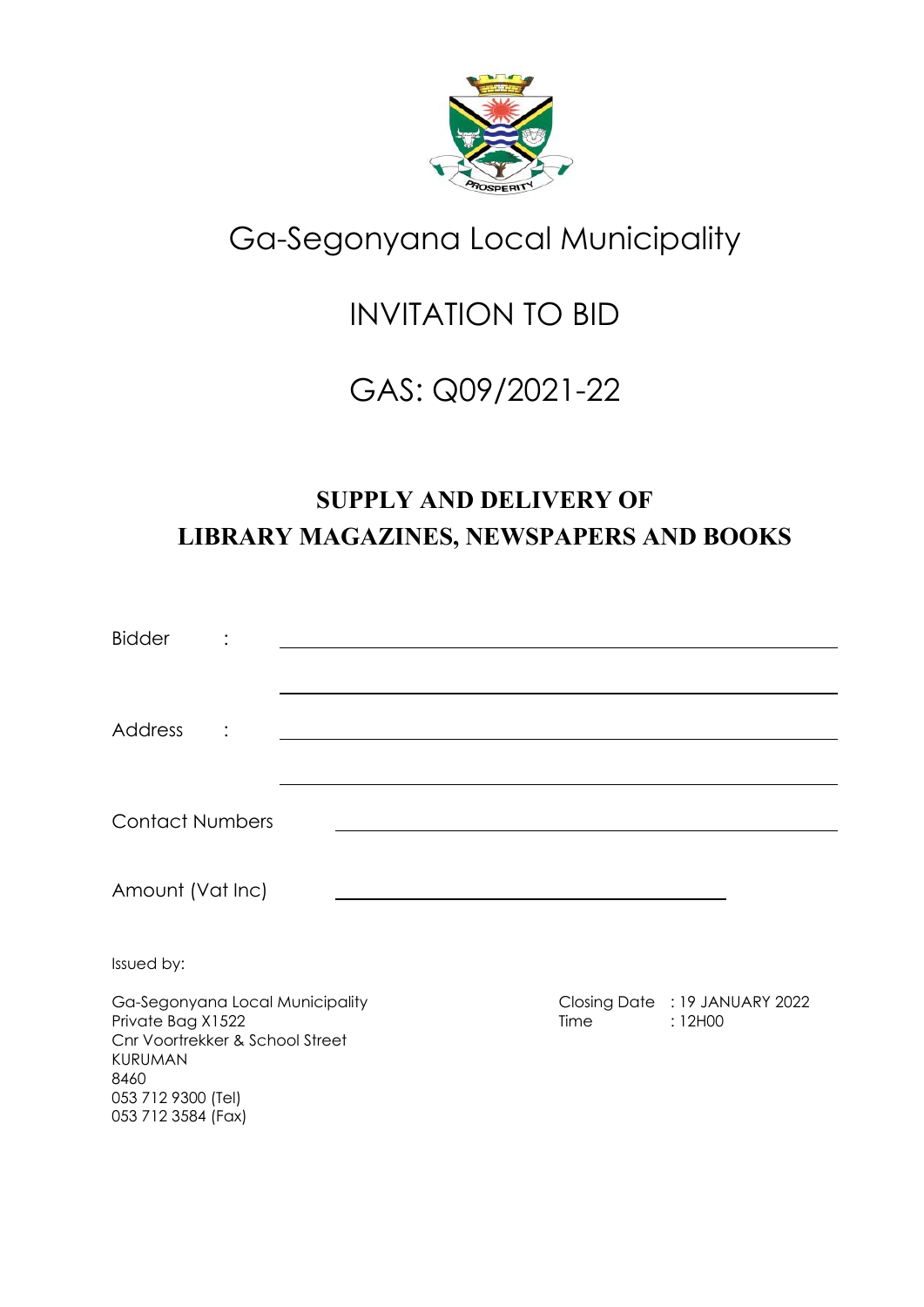# Ga-Segonyana Local Municipality

# INVITATION TO BID

# GAS: Q09/2021-22

## SUPPLY AND DELIVERY OF LIBRARY MAGAZINES, NEWSPAPERS AND BOOKS

Bidder : ______________________________________________

______________________________________________

Address : ______________________________________________

______________________________________________

Contact Numbers ______________________________________________

Amount (Vat Inc) ______________________________________

Issued by:

Ga-Segonyana Local Municipality
Private Bag X1522
Cnr Voortrekker & School Street
KURUMAN
8460
053 712 9300 (Tel)
053 712 3584 (Fax)

Closing Date : 19 JANUARY 2022
Time : 12H00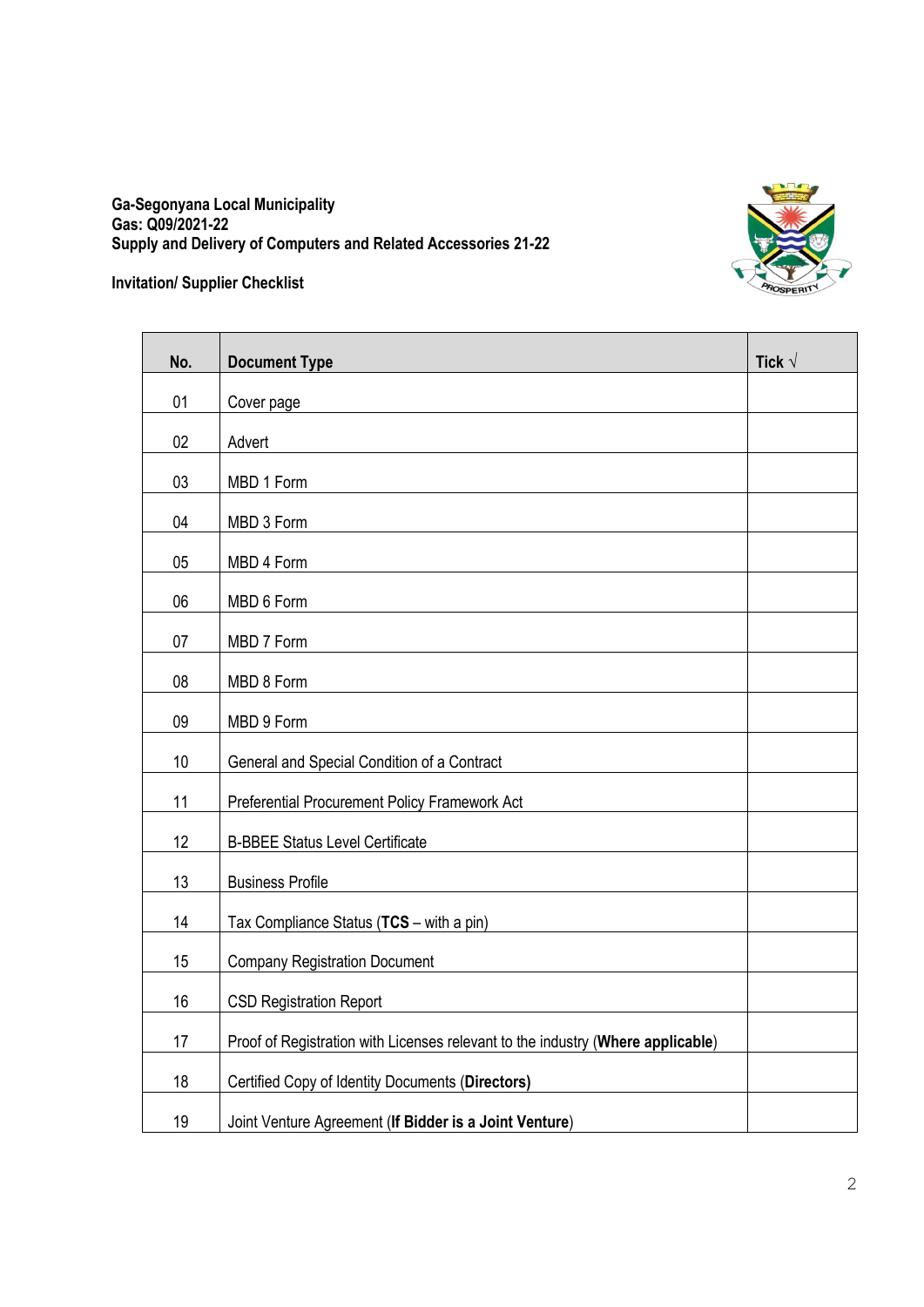**Ga-Segonyana Local Municipality**
**Gas: Q09/2021-22**
**Supply and Delivery of Computers and Related Accessories 21-22**

**Invitation/ Supplier Checklist**

| No. | Document Type | Tick √ |
|---|---|---|
| 01 | Cover page | |
| 02 | Advert | |
| 03 | MBD 1 Form | |
| 04 | MBD 3 Form | |
| 05 | MBD 4 Form | |
| 06 | MBD 6 Form | |
| 07 | MBD 7 Form | |
| 08 | MBD 8 Form | |
| 09 | MBD 9 Form | |
| 10 | General and Special Condition of a Contract | |
| 11 | Preferential Procurement Policy Framework Act | |
| 12 | B-BBEE Status Level Certificate | |
| 13 | Business Profile | |
| 14 | Tax Compliance Status (**TCS** – with a pin) | |
| 15 | Company Registration Document | |
| 16 | CSD Registration Report | |
| 17 | Proof of Registration with Licenses relevant to the industry (**Where applicable**) | |
| 18 | Certified Copy of Identity Documents (**Directors)** | |
| 19 | Joint Venture Agreement (**If Bidder is a Joint Venture**) | |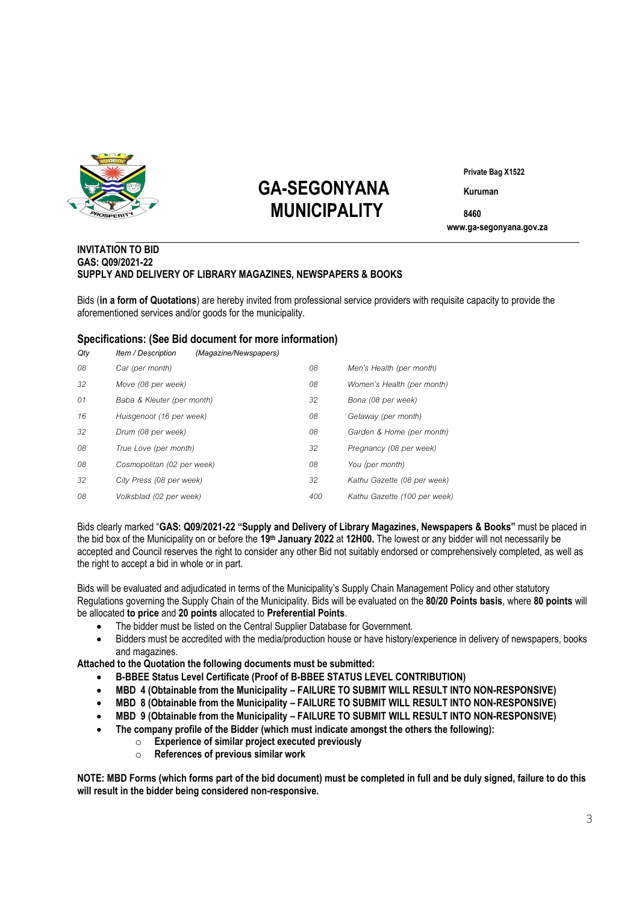# GA-SEGONYANA MUNICIPALITY

**Private Bag X1522**

**Kuruman**

**8460**

**www.ga-segonyana.gov.za**

**INVITATION TO BID**
**GAS: Q09/2021-22**
**SUPPLY AND DELIVERY OF LIBRARY MAGAZINES, NEWSPAPERS & BOOKS**

Bids (**in a form of Quotations**) are hereby invited from professional service providers with requisite capacity to provide the aforementioned services and/or goods for the municipality.

## Specifications: (See Bid document for more information)

| *Qty* | *Item / Description (Magazine/Newspapers)* | | |
|---|---|---|---|
| *08* | *Car (per month)* | *08* | *Men's Health (per month)* |
| *32* | *Move (08 per week)* | *08* | *Women's Health (per month)* |
| *01* | *Baba & Kleuter (per month)* | *32* | *Bona (08 per week)* |
| *16* | *Huisgenoot (16 per week)* | *08* | *Getaway (per month)* |
| *32* | *Drum (08 per week)* | *08* | *Garden & Home (per month)* |
| *08* | *True Love (per month)* | *32* | *Pregnancy (08 per week)* |
| *08* | *Cosmopolitan (02 per week)* | *08* | *You (per month)* |
| *32* | *City Press (08 per week)* | *32* | *Kathu Gazette (08 per week)* |
| *08* | *Volksblad (02 per week)* | *400* | *Kathu Gazette (100 per week)* |

Bids clearly marked "**GAS: Q09/2021-22 "Supply and Delivery of Library Magazines, Newspapers & Books"** must be placed in the bid box of the Municipality on or before the **19th January 2022** at **12H00.** The lowest or any bidder will not necessarily be accepted and Council reserves the right to consider any other Bid not suitably endorsed or comprehensively completed, as well as the right to accept a bid in whole or in part.

Bids will be evaluated and adjudicated in terms of the Municipality's Supply Chain Management Policy and other statutory Regulations governing the Supply Chain of the Municipality. Bids will be evaluated on the **80/20 Points basis**, where **80 points** will be allocated **to price** and **20 points** allocated to **Preferential Points**.

- The bidder must be listed on the Central Supplier Database for Government.
- Bidders must be accredited with the media/production house or have history/experience in delivery of newspapers, books and magazines.

**Attached to the Quotation the following documents must be submitted:**

- **B-BBEE Status Level Certificate (Proof of B-BBEE STATUS LEVEL CONTRIBUTION)**
- **MBD 4 (Obtainable from the Municipality – FAILURE TO SUBMIT WILL RESULT INTO NON-RESPONSIVE)**
- **MBD 8 (Obtainable from the Municipality – FAILURE TO SUBMIT WILL RESULT INTO NON-RESPONSIVE)**
- **MBD 9 (Obtainable from the Municipality – FAILURE TO SUBMIT WILL RESULT INTO NON-RESPONSIVE)**
- **The company profile of the Bidder (which must indicate amongst the others the following):**
  - **Experience of similar project executed previously**
  - **References of previous similar work**

**NOTE: MBD Forms (which forms part of the bid document) must be completed in full and be duly signed, failure to do this will result in the bidder being considered non-responsive.**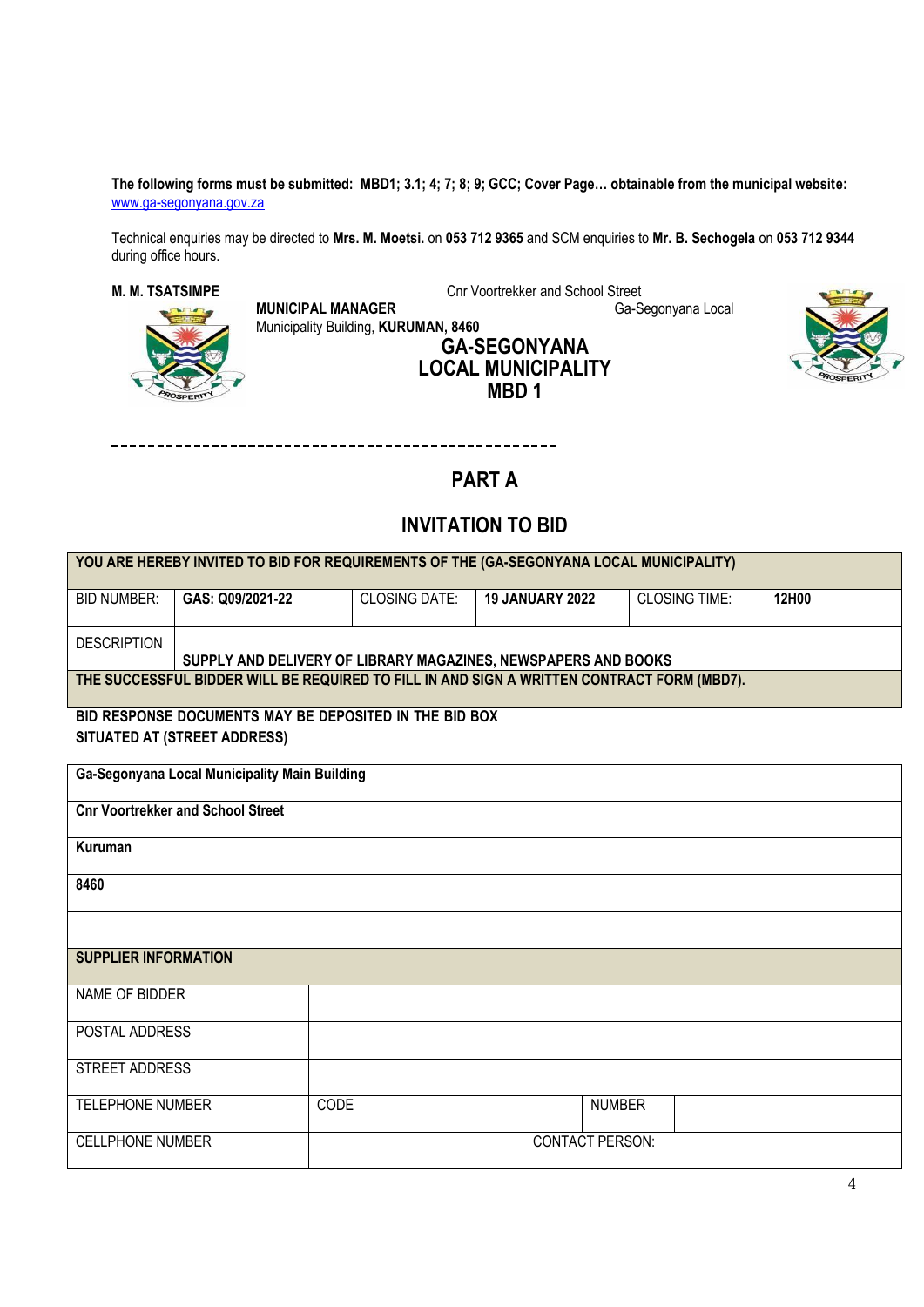**The following forms must be submitted: MBD1; 3.1; 4; 7; 8; 9; GCC; Cover Page… obtainable from the municipal website:** www.ga-segonyana.gov.za

Technical enquiries may be directed to **Mrs. M. Moetsi.** on **053 712 9365** and SCM enquiries to **Mr. B. Sechogela** on **053 712 9344** during office hours.

**M. M. TSATSIMPE**
**MUNICIPAL MANAGER**
Municipality Building, **KURUMAN, 8460**

Cnr Voortrekker and School Street
Ga-Segonyana Local

# GA-SEGONYANA LOCAL MUNICIPALITY MBD 1

---

## PART A

## INVITATION TO BID

| YOU ARE HEREBY INVITED TO BID FOR REQUIREMENTS OF THE (GA-SEGONYANA LOCAL MUNICIPALITY) | | | | | |
|---|---|---|---|---|---|
| BID NUMBER: | **GAS: Q09/2021-22** | CLOSING DATE: | **19 JANUARY 2022** | CLOSING TIME: | **12H00** |
| DESCRIPTION | **SUPPLY AND DELIVERY OF LIBRARY MAGAZINES, NEWSPAPERS AND BOOKS** | | | | |
| **THE SUCCESSFUL BIDDER WILL BE REQUIRED TO FILL IN AND SIGN A WRITTEN CONTRACT FORM (MBD7).** | | | | | |

**BID RESPONSE DOCUMENTS MAY BE DEPOSITED IN THE BID BOX**
**SITUATED AT (STREET ADDRESS)**

| **Ga-Segonyana Local Municipality Main Building** |
|---|
| **Cnr Voortrekker and School Street** |
| **Kuruman** |
| **8460** |
| |

| **SUPPLIER INFORMATION** | | | | |
|---|---|---|---|---|
| NAME OF BIDDER | | | | |
| POSTAL ADDRESS | | | | |
| STREET ADDRESS | | | | |
| TELEPHONE NUMBER | CODE | | NUMBER | |
| CELLPHONE NUMBER | CONTACT PERSON: | | | |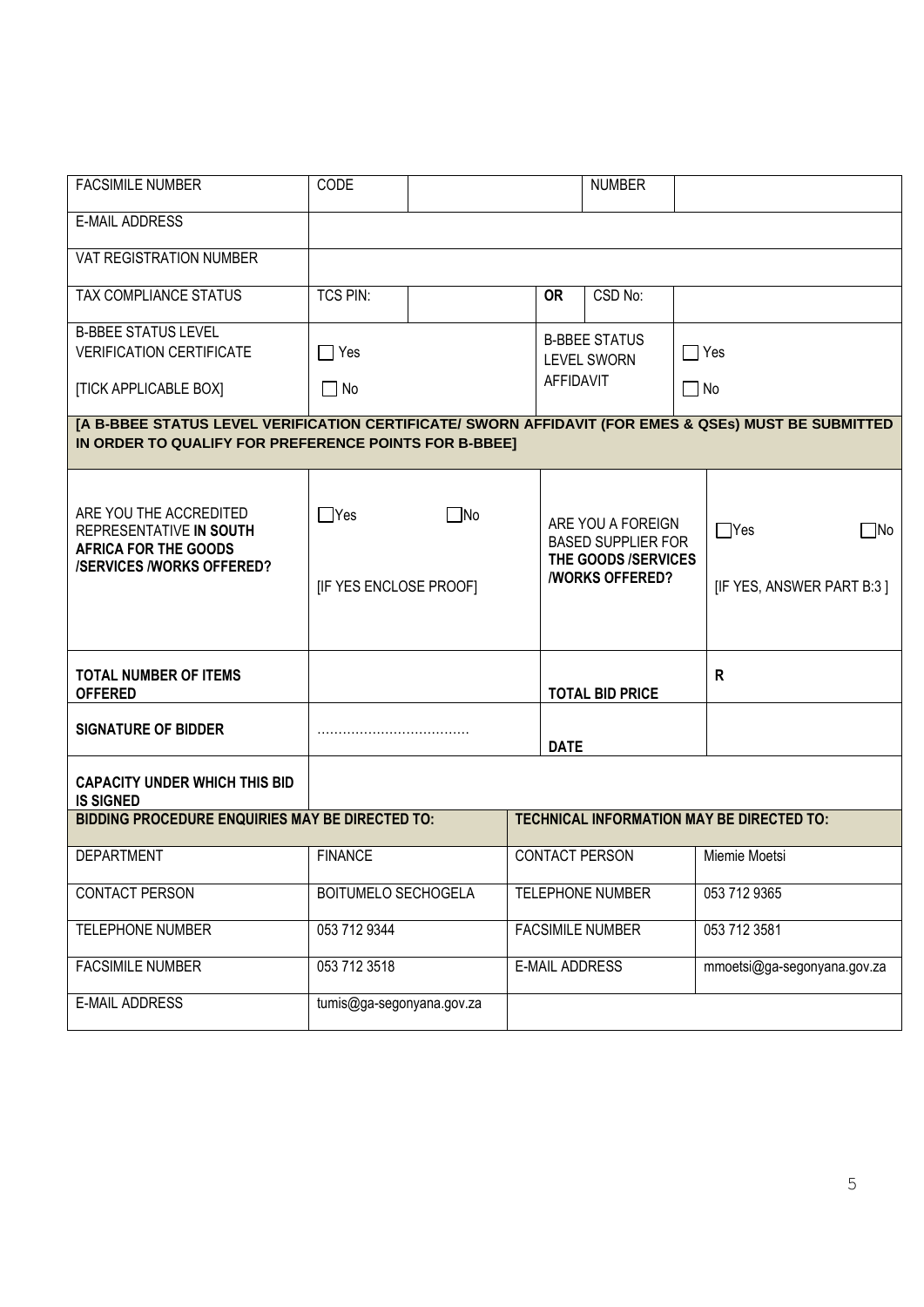| FACSIMILE NUMBER | CODE | | NUMBER | |
|---|---|---|---|---|
| E-MAIL ADDRESS | | | | |
| VAT REGISTRATION NUMBER | | | | |
| TAX COMPLIANCE STATUS | TCS PIN: | | **OR** CSD No: | |
| B-BBEE STATUS LEVEL VERIFICATION CERTIFICATE [TICK APPLICABLE BOX] | ☐ Yes ☐ No | | B-BBEE STATUS LEVEL SWORN AFFIDAVIT | ☐ Yes ☐ No |

**[A B-BBEE STATUS LEVEL VERIFICATION CERTIFICATE/ SWORN AFFIDAVIT (FOR EMES & QSEs) MUST BE SUBMITTED IN ORDER TO QUALIFY FOR PREFERENCE POINTS FOR B-BBEE]**

| | | | |
|---|---|---|---|
| ARE YOU THE ACCREDITED REPRESENTATIVE **IN SOUTH AFRICA FOR THE GOODS /SERVICES /WORKS OFFERED?** | ☐Yes ☐No [IF YES ENCLOSE PROOF] | ARE YOU A FOREIGN BASED SUPPLIER FOR **THE GOODS /SERVICES /WORKS OFFERED?** | ☐Yes ☐No [IF YES, ANSWER PART B:3 ] |
| **TOTAL NUMBER OF ITEMS OFFERED** | | **TOTAL BID PRICE** | **R** |
| **SIGNATURE OF BIDDER** | ……………………………… | **DATE** | |
| **CAPACITY UNDER WHICH THIS BID IS SIGNED** | | | |

| **BIDDING PROCEDURE ENQUIRIES MAY BE DIRECTED TO:** | | **TECHNICAL INFORMATION MAY BE DIRECTED TO:** | |
|---|---|---|---|
| DEPARTMENT | FINANCE | CONTACT PERSON | Miemie Moetsi |
| CONTACT PERSON | BOITUMELO SECHOGELA | TELEPHONE NUMBER | 053 712 9365 |
| TELEPHONE NUMBER | 053 712 9344 | FACSIMILE NUMBER | 053 712 3581 |
| FACSIMILE NUMBER | 053 712 3518 | E-MAIL ADDRESS | mmoetsi@ga-segonyana.gov.za |
| E-MAIL ADDRESS | tumis@ga-segonyana.gov.za | | |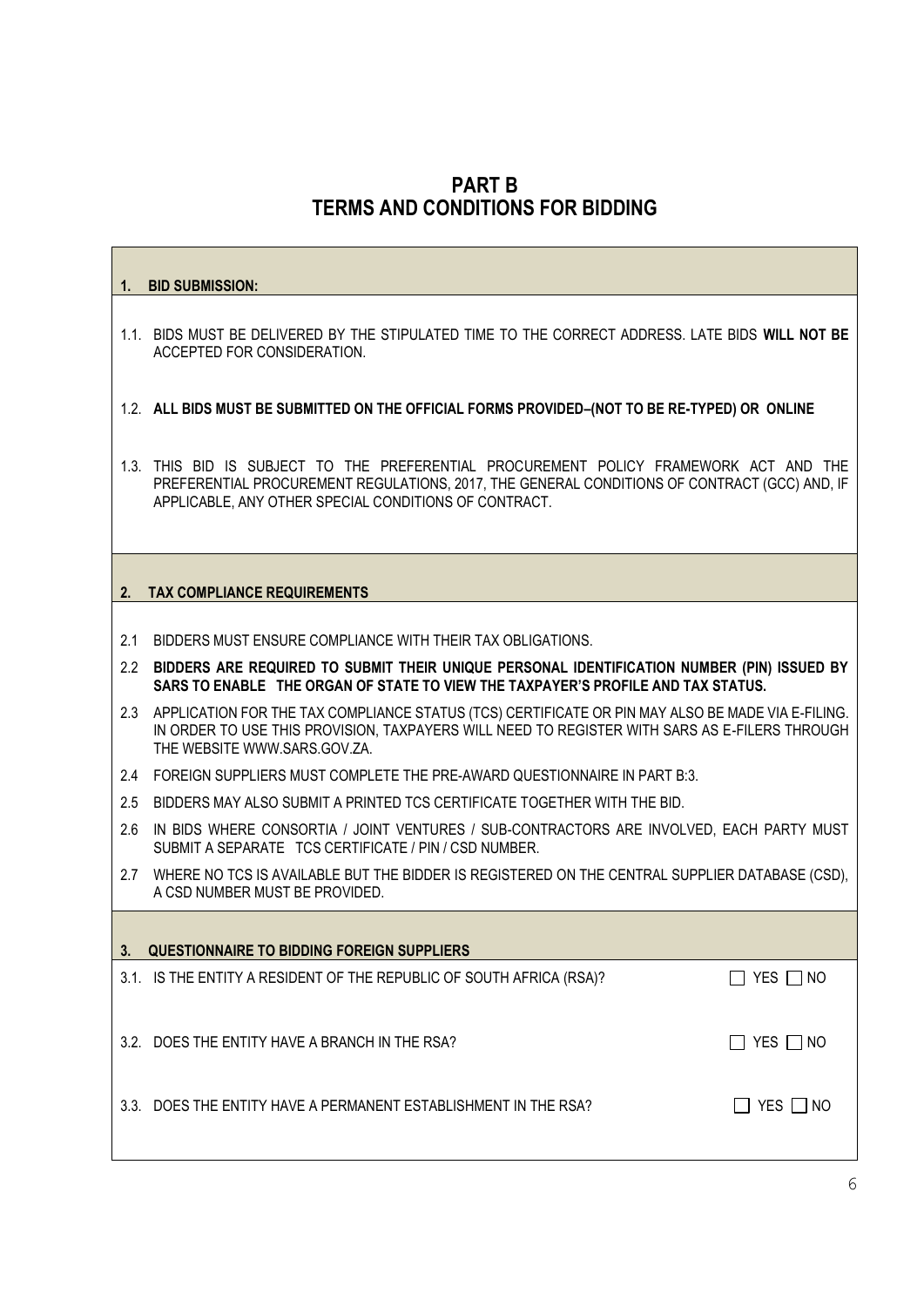# PART B
# TERMS AND CONDITIONS FOR BIDDING

## 1. BID SUBMISSION:

1.1. BIDS MUST BE DELIVERED BY THE STIPULATED TIME TO THE CORRECT ADDRESS. LATE BIDS **WILL NOT BE** ACCEPTED FOR CONSIDERATION.

1.2. **ALL BIDS MUST BE SUBMITTED ON THE OFFICIAL FORMS PROVIDED–(NOT TO BE RE-TYPED) OR ONLINE**

1.3. THIS BID IS SUBJECT TO THE PREFERENTIAL PROCUREMENT POLICY FRAMEWORK ACT AND THE PREFERENTIAL PROCUREMENT REGULATIONS, 2017, THE GENERAL CONDITIONS OF CONTRACT (GCC) AND, IF APPLICABLE, ANY OTHER SPECIAL CONDITIONS OF CONTRACT.

## 2. TAX COMPLIANCE REQUIREMENTS

2.1 BIDDERS MUST ENSURE COMPLIANCE WITH THEIR TAX OBLIGATIONS.

2.2 **BIDDERS ARE REQUIRED TO SUBMIT THEIR UNIQUE PERSONAL IDENTIFICATION NUMBER (PIN) ISSUED BY SARS TO ENABLE THE ORGAN OF STATE TO VIEW THE TAXPAYER'S PROFILE AND TAX STATUS.**

2.3 APPLICATION FOR THE TAX COMPLIANCE STATUS (TCS) CERTIFICATE OR PIN MAY ALSO BE MADE VIA E-FILING. IN ORDER TO USE THIS PROVISION, TAXPAYERS WILL NEED TO REGISTER WITH SARS AS E-FILERS THROUGH THE WEBSITE WWW.SARS.GOV.ZA.

2.4 FOREIGN SUPPLIERS MUST COMPLETE THE PRE-AWARD QUESTIONNAIRE IN PART B:3.

2.5 BIDDERS MAY ALSO SUBMIT A PRINTED TCS CERTIFICATE TOGETHER WITH THE BID.

2.6 IN BIDS WHERE CONSORTIA / JOINT VENTURES / SUB-CONTRACTORS ARE INVOLVED, EACH PARTY MUST SUBMIT A SEPARATE TCS CERTIFICATE / PIN / CSD NUMBER.

2.7 WHERE NO TCS IS AVAILABLE BUT THE BIDDER IS REGISTERED ON THE CENTRAL SUPPLIER DATABASE (CSD), A CSD NUMBER MUST BE PROVIDED.

## 3. QUESTIONNAIRE TO BIDDING FOREIGN SUPPLIERS

3.1. IS THE ENTITY A RESIDENT OF THE REPUBLIC OF SOUTH AFRICA (RSA)? ☐ YES ☐ NO

3.2. DOES THE ENTITY HAVE A BRANCH IN THE RSA? ☐ YES ☐ NO

3.3. DOES THE ENTITY HAVE A PERMANENT ESTABLISHMENT IN THE RSA? ☐ YES ☐ NO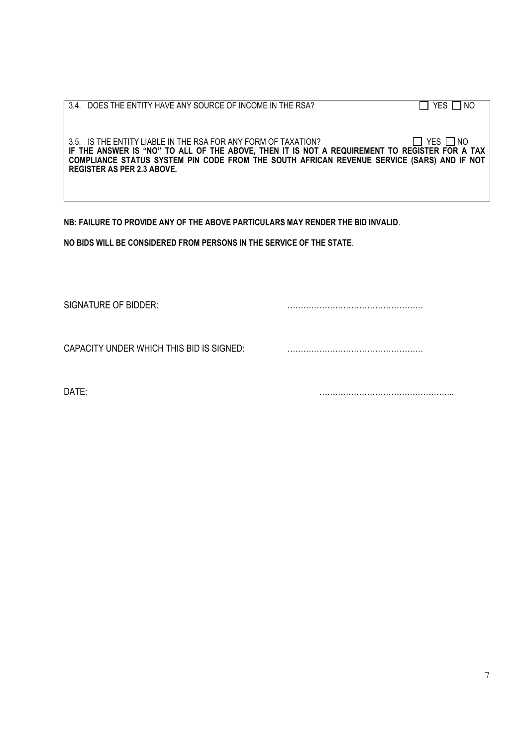3.4. DOES THE ENTITY HAVE ANY SOURCE OF INCOME IN THE RSA? ☐ YES ☐ NO

3.5. IS THE ENTITY LIABLE IN THE RSA FOR ANY FORM OF TAXATION? ☐ YES ☐ NO

**IF THE ANSWER IS "NO" TO ALL OF THE ABOVE, THEN IT IS NOT A REQUIREMENT TO REGISTER FOR A TAX COMPLIANCE STATUS SYSTEM PIN CODE FROM THE SOUTH AFRICAN REVENUE SERVICE (SARS) AND IF NOT REGISTER AS PER 2.3 ABOVE.**

**NB: FAILURE TO PROVIDE ANY OF THE ABOVE PARTICULARS MAY RENDER THE BID INVALID**.

**NO BIDS WILL BE CONSIDERED FROM PERSONS IN THE SERVICE OF THE STATE**.

SIGNATURE OF BIDDER: ……………………………………………

CAPACITY UNDER WHICH THIS BID IS SIGNED: ……………………………………………

DATE: …………………………………………...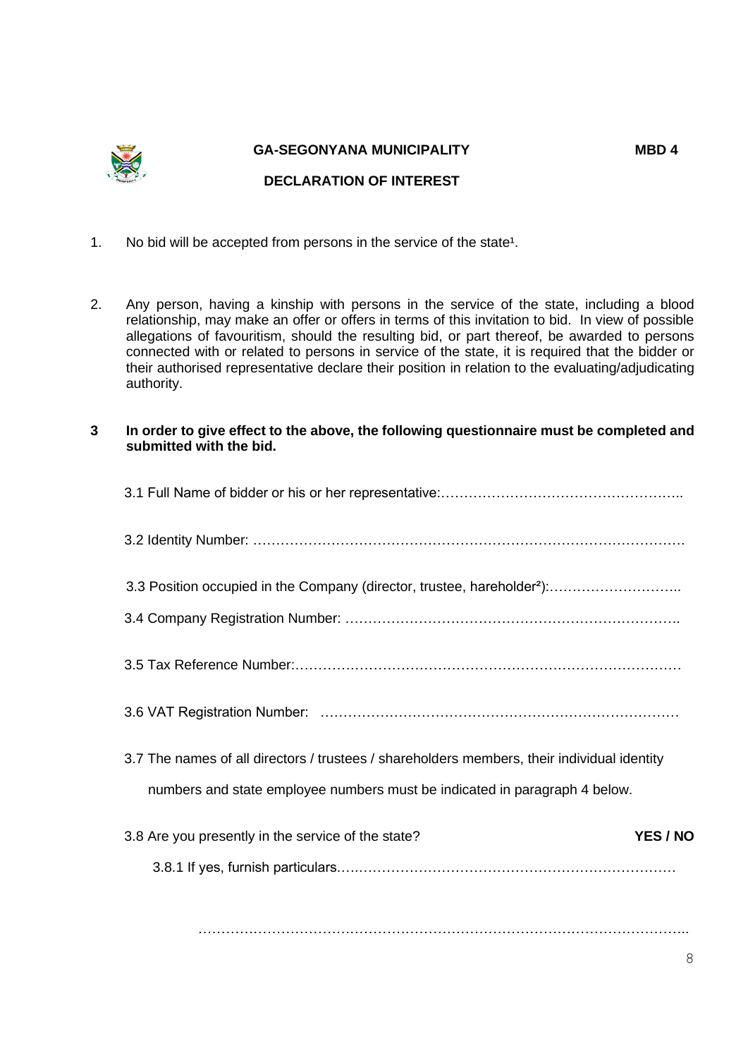**GA-SEGONYANA MUNICIPALITY** **MBD 4**

**DECLARATION OF INTEREST**

1. No bid will be accepted from persons in the service of the state[1].

2. Any person, having a kinship with persons in the service of the state, including a blood relationship, may make an offer or offers in terms of this invitation to bid. In view of possible allegations of favouritism, should the resulting bid, or part thereof, be awarded to persons connected with or related to persons in service of the state, it is required that the bidder or their authorised representative declare their position in relation to the evaluating/adjudicating authority.

**3 In order to give effect to the above, the following questionnaire must be completed and submitted with the bid.**

3.1 Full Name of bidder or his or her representative:……………………………………………..

3.2 Identity Number: ……………………………………………………………………………….

3.3 Position occupied in the Company (director, trustee, hareholder[2]):………………………..

3.4 Company Registration Number: ……………………………………………………………….

3.5 Tax Reference Number:…………………………………………………………………………

3.6 VAT Registration Number: …………………………………………………………………

3.7 The names of all directors / trustees / shareholders members, their individual identity numbers and state employee numbers must be indicated in paragraph 4 below.

3.8 Are you presently in the service of the state? **YES / NO**

3.8.1 If yes, furnish particulars.………………………………………………………………

…………………………………………………………………………………………..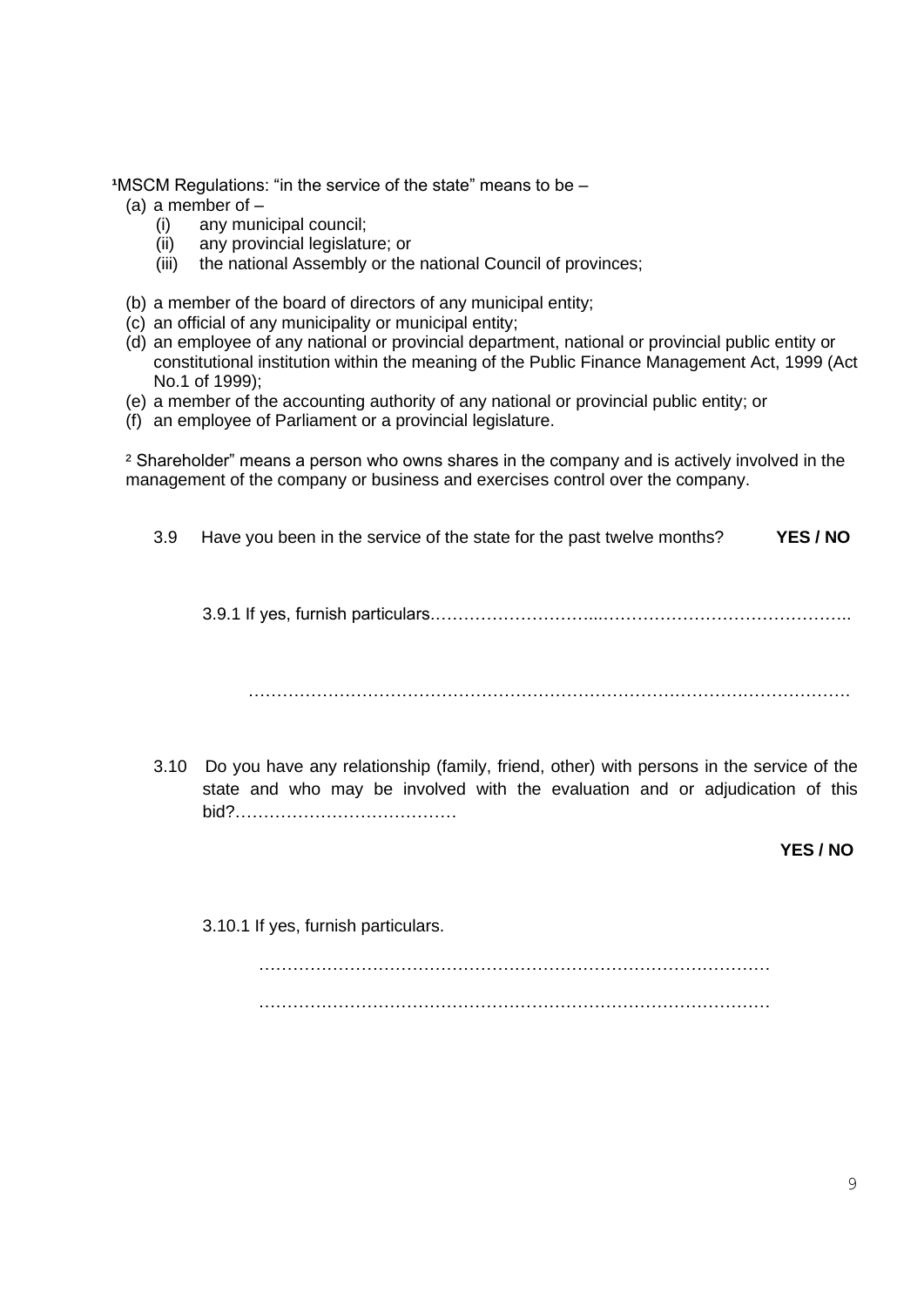[1]MSCM Regulations: "in the service of the state" means to be –

(a) a member of –
   (i) any municipal council;
   (ii) any provincial legislature; or
   (iii) the national Assembly or the national Council of provinces;

(b) a member of the board of directors of any municipal entity;
(c) an official of any municipality or municipal entity;
(d) an employee of any national or provincial department, national or provincial public entity or constitutional institution within the meaning of the Public Finance Management Act, 1999 (Act No.1 of 1999);
(e) a member of the accounting authority of any national or provincial public entity; or
(f) an employee of Parliament or a provincial legislature.

[2] Shareholder" means a person who owns shares in the company and is actively involved in the management of the company or business and exercises control over the company.

3.9 Have you been in the service of the state for the past twelve months? **YES / NO**

3.9.1 If yes, furnish particulars.…………………………...……………………………………..

…………………………………………………………………………………………………

3.10 Do you have any relationship (family, friend, other) with persons in the service of the state and who may be involved with the evaluation and or adjudication of this bid?…………………………………

**YES / NO**

3.10.1 If yes, furnish particulars.

………………………………………………………………………………

………………………………………………………………………………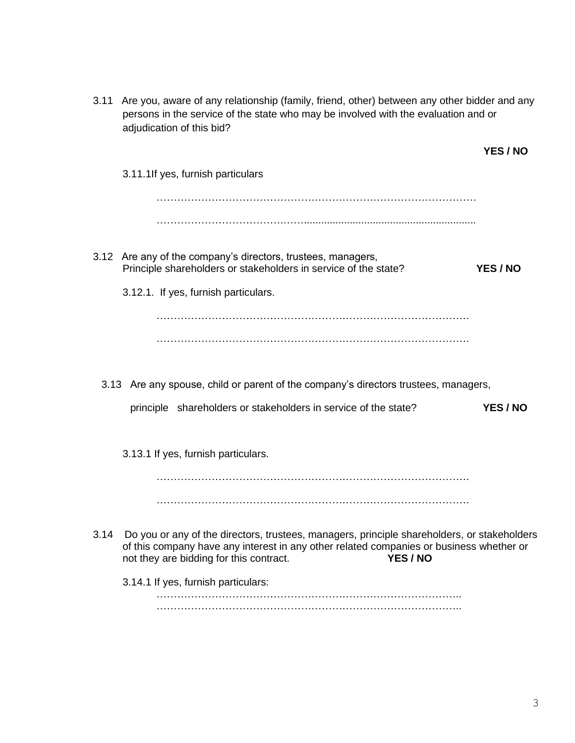3.11 Are you, aware of any relationship (family, friend, other) between any other bidder and any persons in the service of the state who may be involved with the evaluation and or adjudication of this bid?

**YES / NO**

3.11.1If yes, furnish particulars

…………………………………………………………………………………

……………………………………..........................................................

3.12 Are any of the company's directors, trustees, managers, Principle shareholders or stakeholders in service of the state? **YES / NO**

3.12.1. If yes, furnish particulars.

………………………………………………………………………………

………………………………………………………………………………

3.13 Are any spouse, child or parent of the company's directors trustees, managers, principle shareholders or stakeholders in service of the state? **YES / NO**

3.13.1 If yes, furnish particulars.

………………………………………………………………………………

………………………………………………………………………………

3.14 Do you or any of the directors, trustees, managers, principle shareholders, or stakeholders of this company have any interest in any other related companies or business whether or not they are bidding for this contract. **YES / NO**

3.14.1 If yes, furnish particulars:

……………………………………………………………………………..

……………………………………………………………………………..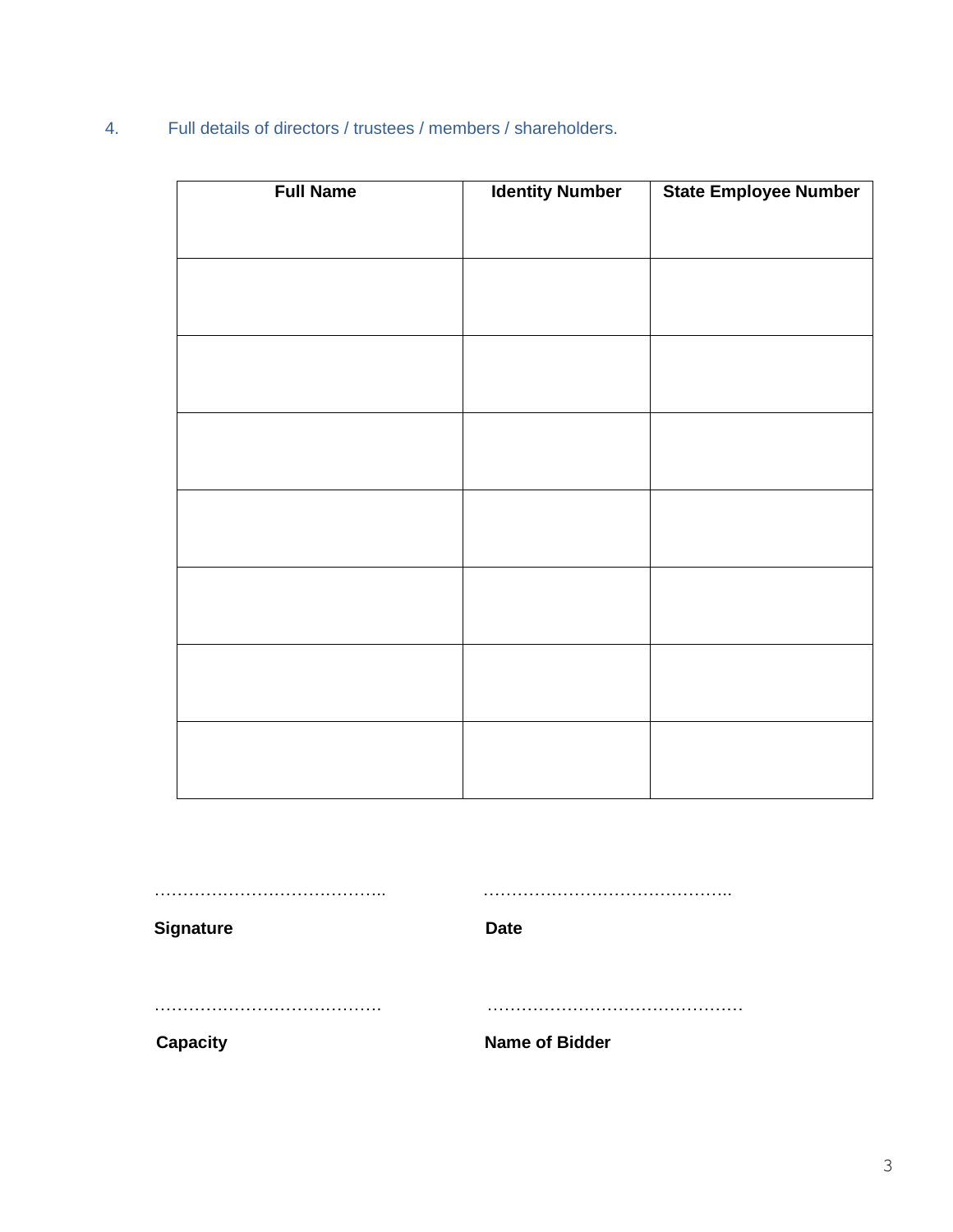4. Full details of directors / trustees / members / shareholders.

| Full Name | Identity Number | State Employee Number |
|---|---|---|
| | | |
| | | |
| | | |
| | | |
| | | |
| | | |
| | | |

……………………………………..

**Signature**

………………………………………..

**Date**

……………………………………

**Capacity**

………………………………………

**Name of Bidder**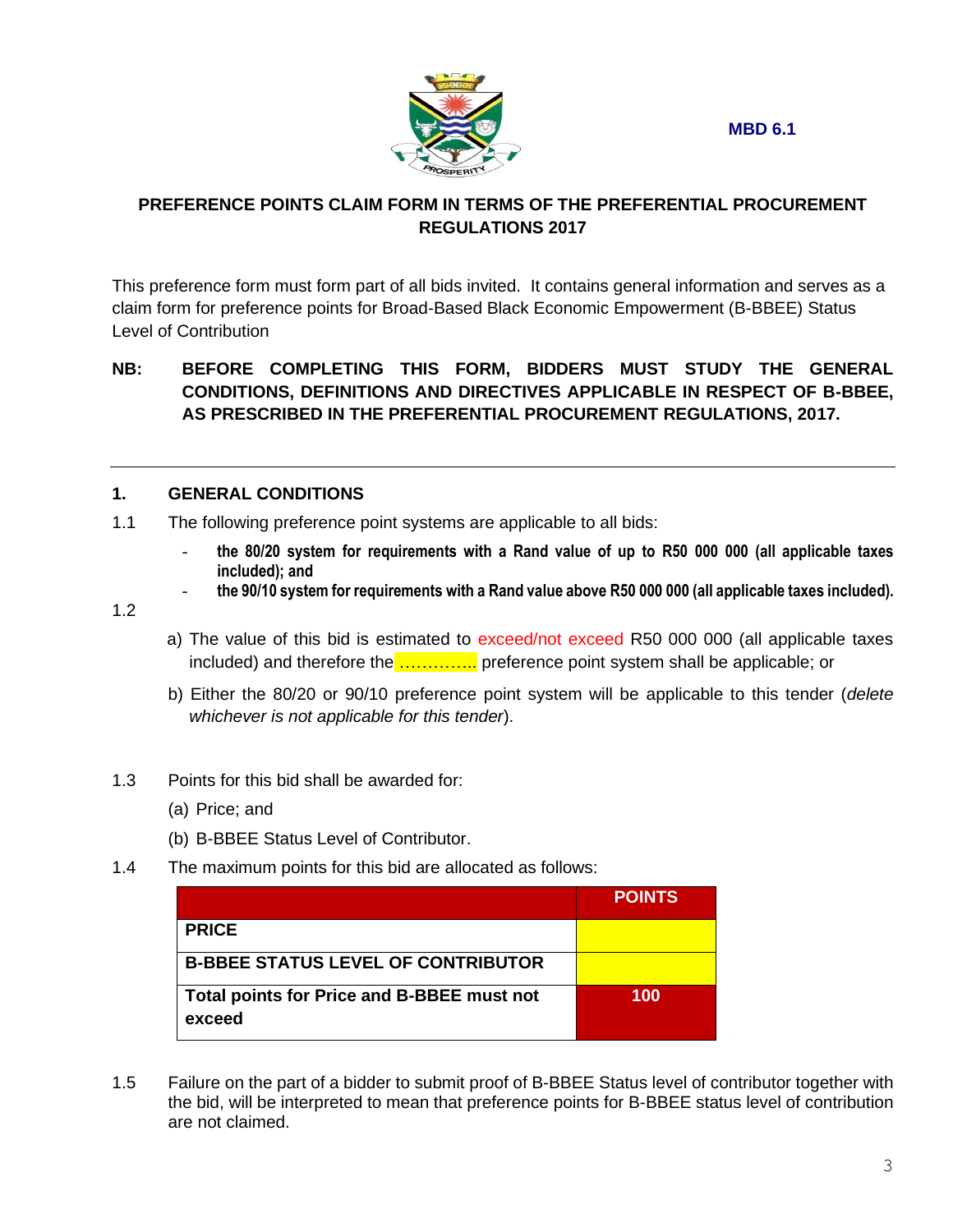MBD 6.1

## PREFERENCE POINTS CLAIM FORM IN TERMS OF THE PREFERENTIAL PROCUREMENT REGULATIONS 2017

This preference form must form part of all bids invited. It contains general information and serves as a claim form for preference points for Broad-Based Black Economic Empowerment (B-BBEE) Status Level of Contribution

**NB: BEFORE COMPLETING THIS FORM, BIDDERS MUST STUDY THE GENERAL CONDITIONS, DEFINITIONS AND DIRECTIVES APPLICABLE IN RESPECT OF B-BBEE, AS PRESCRIBED IN THE PREFERENTIAL PROCUREMENT REGULATIONS, 2017.**

---

### 1. GENERAL CONDITIONS

1.1 The following preference point systems are applicable to all bids:

- **the 80/20 system for requirements with a Rand value of up to R50 000 000 (all applicable taxes included); and**
- **the 90/10 system for requirements with a Rand value above R50 000 000 (all applicable taxes included).**

1.2

a) The value of this bid is estimated to exceed/not exceed R50 000 000 (all applicable taxes included) and therefore the ………….. preference point system shall be applicable; or

b) Either the 80/20 or 90/10 preference point system will be applicable to this tender (*delete whichever is not applicable for this tender*).

1.3 Points for this bid shall be awarded for:

(a) Price; and

(b) B-BBEE Status Level of Contributor.

1.4 The maximum points for this bid are allocated as follows:

| | POINTS |
|---|---|
| **PRICE** | |
| **B-BBEE STATUS LEVEL OF CONTRIBUTOR** | |
| **Total points for Price and B-BBEE must not exceed** | **100** |

1.5 Failure on the part of a bidder to submit proof of B-BBEE Status level of contributor together with the bid, will be interpreted to mean that preference points for B-BBEE status level of contribution are not claimed.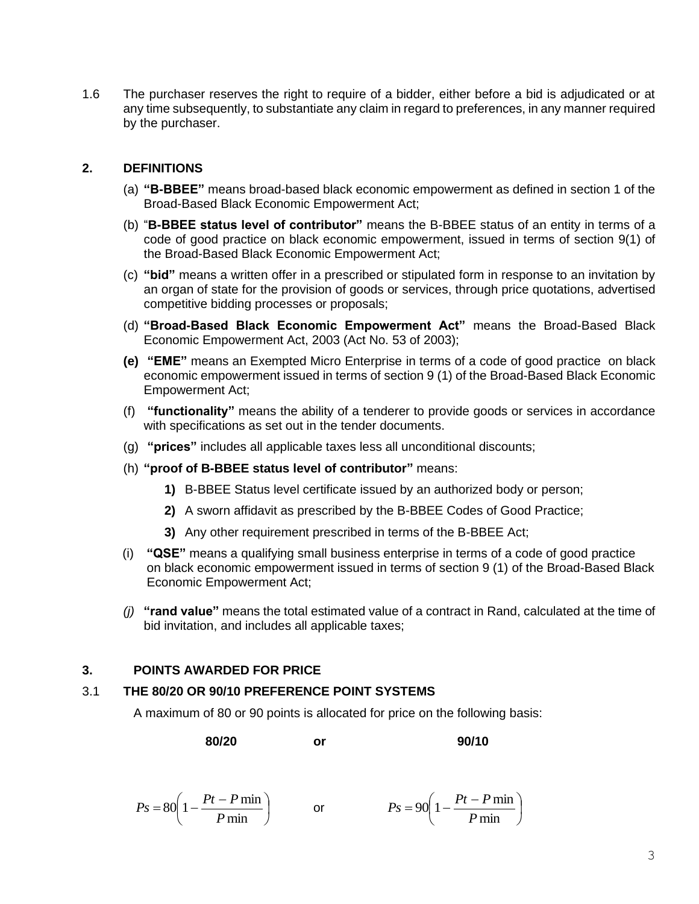1.6 The purchaser reserves the right to require of a bidder, either before a bid is adjudicated or at any time subsequently, to substantiate any claim in regard to preferences, in any manner required by the purchaser.

## 2. DEFINITIONS

(a) **"B-BBEE"** means broad-based black economic empowerment as defined in section 1 of the Broad-Based Black Economic Empowerment Act;

(b) "**B-BBEE status level of contributor"** means the B-BBEE status of an entity in terms of a code of good practice on black economic empowerment, issued in terms of section 9(1) of the Broad-Based Black Economic Empowerment Act;

(c) **"bid"** means a written offer in a prescribed or stipulated form in response to an invitation by an organ of state for the provision of goods or services, through price quotations, advertised competitive bidding processes or proposals;

(d) **"Broad-Based Black Economic Empowerment Act"** means the Broad-Based Black Economic Empowerment Act, 2003 (Act No. 53 of 2003);

**(e)** **"EME"** means an Exempted Micro Enterprise in terms of a code of good practice on black economic empowerment issued in terms of section 9 (1) of the Broad-Based Black Economic Empowerment Act;

(f) **"functionality"** means the ability of a tenderer to provide goods or services in accordance with specifications as set out in the tender documents.

(g) **"prices"** includes all applicable taxes less all unconditional discounts;

(h) **"proof of B-BBEE status level of contributor"** means:

**1)** B-BBEE Status level certificate issued by an authorized body or person;

**2)** A sworn affidavit as prescribed by the B-BBEE Codes of Good Practice;

**3)** Any other requirement prescribed in terms of the B-BBEE Act;

(i) **"QSE"** means a qualifying small business enterprise in terms of a code of good practice on black economic empowerment issued in terms of section 9 (1) of the Broad-Based Black Economic Empowerment Act;

*(j)* **"rand value"** means the total estimated value of a contract in Rand, calculated at the time of bid invitation, and includes all applicable taxes;

## 3. POINTS AWARDED FOR PRICE

### 3.1 THE 80/20 OR 90/10 PREFERENCE POINT SYSTEMS

A maximum of 80 or 90 points is allocated for price on the following basis:

**80/20** **or** **90/10**

$$Ps = 80\left(1 - \frac{Pt - P\min}{P\min}\right) \quad \text{or} \quad Ps = 90\left(1 - \frac{Pt - P\min}{P\min}\right)$$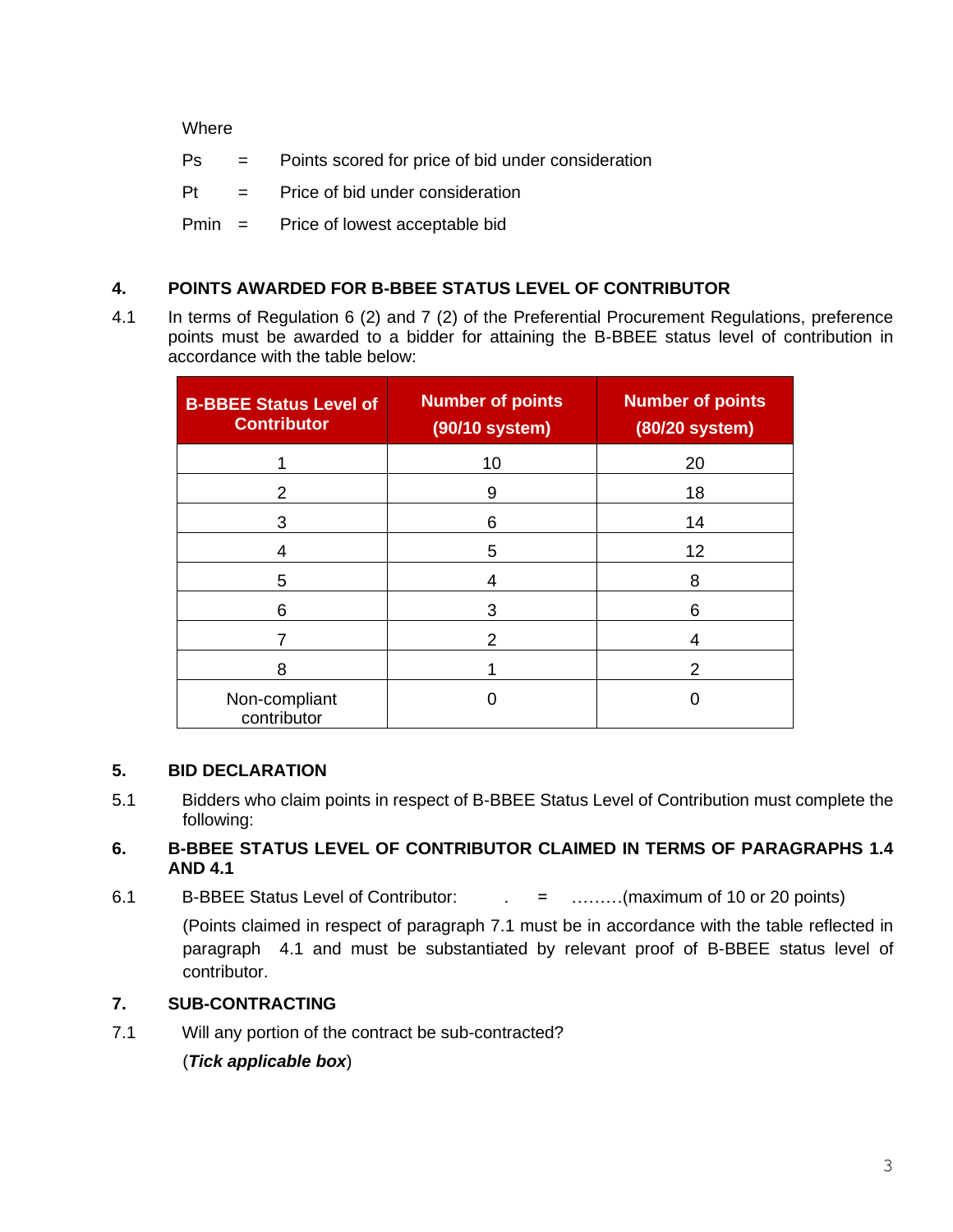Where

Ps = Points scored for price of bid under consideration

Pt = Price of bid under consideration

Pmin = Price of lowest acceptable bid

## 4. POINTS AWARDED FOR B-BBEE STATUS LEVEL OF CONTRIBUTOR

4.1 In terms of Regulation 6 (2) and 7 (2) of the Preferential Procurement Regulations, preference points must be awarded to a bidder for attaining the B-BBEE status level of contribution in accordance with the table below:

| B-BBEE Status Level of Contributor | Number of points (90/10 system) | Number of points (80/20 system) |
|---|---|---|
| 1 | 10 | 20 |
| 2 | 9 | 18 |
| 3 | 6 | 14 |
| 4 | 5 | 12 |
| 5 | 4 | 8 |
| 6 | 3 | 6 |
| 7 | 2 | 4 |
| 8 | 1 | 2 |
| Non-compliant contributor | 0 | 0 |

## 5. BID DECLARATION

5.1 Bidders who claim points in respect of B-BBEE Status Level of Contribution must complete the following:

## 6. B-BBEE STATUS LEVEL OF CONTRIBUTOR CLAIMED IN TERMS OF PARAGRAPHS 1.4 AND 4.1

6.1 B-BBEE Status Level of Contributor: . = ………(maximum of 10 or 20 points)

(Points claimed in respect of paragraph 7.1 must be in accordance with the table reflected in paragraph 4.1 and must be substantiated by relevant proof of B-BBEE status level of contributor.

## 7. SUB-CONTRACTING

7.1 Will any portion of the contract be sub-contracted?

(***Tick applicable box***)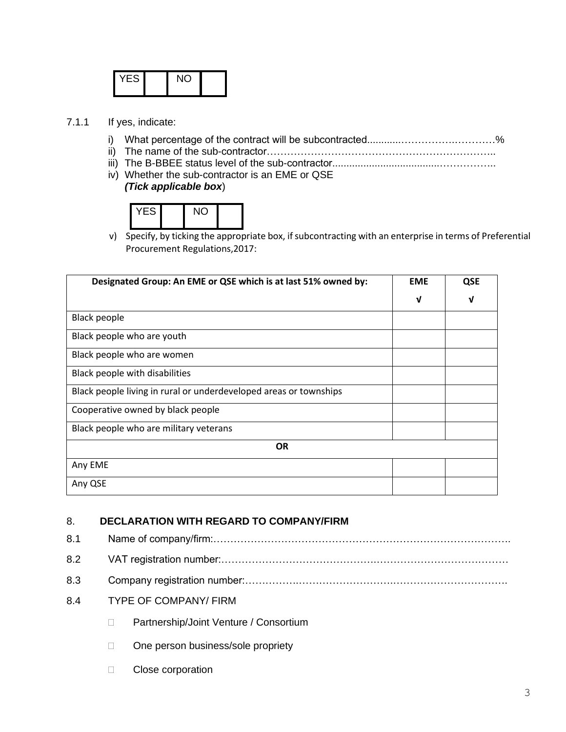| YES | | NO | |
|---|---|---|---|

7.1.1 If yes, indicate:

i) What percentage of the contract will be subcontracted............…………….…………%
ii) The name of the sub-contractor…………………………………………………………..
iii) The B-BBEE status level of the sub-contractor......................................……………..
iv) Whether the sub-contractor is an EME or QSE
*(Tick applicable box*)

| YES | | NO | |
|---|---|---|---|

v) Specify, by ticking the appropriate box, if subcontracting with an enterprise in terms of Preferential Procurement Regulations,2017:

| **Designated Group: An EME or QSE which is at last 51% owned by:** | **EME** √ | **QSE** √ |
|---|---|---|
| Black people | | |
| Black people who are youth | | |
| Black people who are women | | |
| Black people with disabilities | | |
| Black people living in rural or underdeveloped areas or townships | | |
| Cooperative owned by black people | | |
| Black people who are military veterans | | |
| **OR** | | |
| Any EME | | |
| Any QSE | | |

## 8. DECLARATION WITH REGARD TO COMPANY/FIRM

8.1 Name of company/firm:…………………………………………………………………………….

8.2 VAT registration number:……………………………………….…………………………………

8.3 Company registration number:…………….……………………….…………………………….

8.4 TYPE OF COMPANY/ FIRM

- ☐ Partnership/Joint Venture / Consortium
- ☐ One person business/sole propriety
- ☐ Close corporation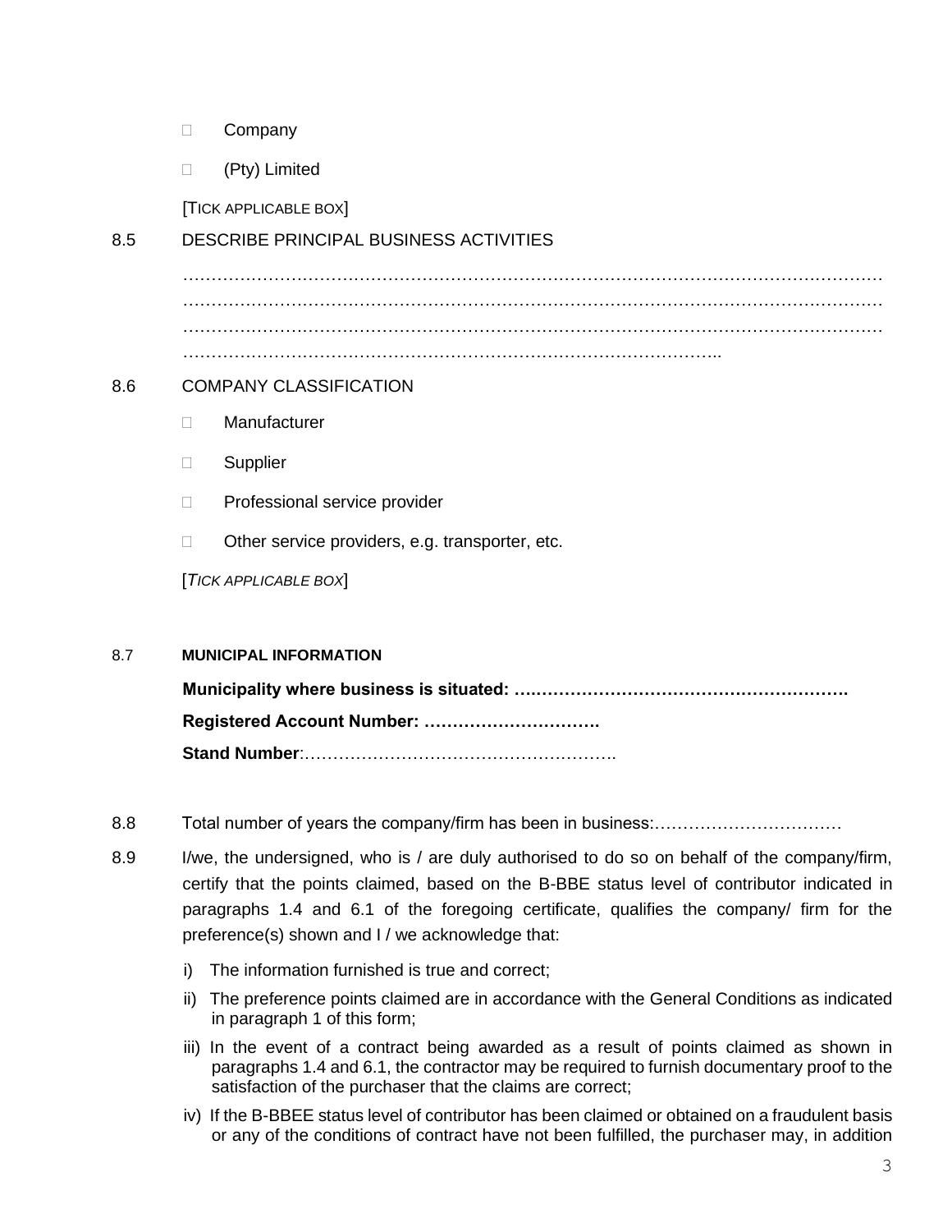- ☐ Company
- ☐ (Pty) Limited

[TICK APPLICABLE BOX]

8.5 DESCRIBE PRINCIPAL BUSINESS ACTIVITIES

…………………………………………………………………………………………………………
…………………………………………………………………………………………………………
…………………………………………………………………………………………………………
……………………………………………………………………………………..

8.6 COMPANY CLASSIFICATION

- ☐ Manufacturer
- ☐ Supplier
- ☐ Professional service provider
- ☐ Other service providers, e.g. transporter, etc.

[*TICK APPLICABLE BOX*]

8.7 **MUNICIPAL INFORMATION**

**Municipality where business is situated: ….…………………………………………….**

**Registered Account Number: ………………………….**

**Stand Number**:……………………………………………….

8.8 Total number of years the company/firm has been in business:……………………………

8.9 I/we, the undersigned, who is / are duly authorised to do so on behalf of the company/firm, certify that the points claimed, based on the B-BBE status level of contributor indicated in paragraphs 1.4 and 6.1 of the foregoing certificate, qualifies the company/ firm for the preference(s) shown and I / we acknowledge that:

i) The information furnished is true and correct;

ii) The preference points claimed are in accordance with the General Conditions as indicated in paragraph 1 of this form;

iii) In the event of a contract being awarded as a result of points claimed as shown in paragraphs 1.4 and 6.1, the contractor may be required to furnish documentary proof to the satisfaction of the purchaser that the claims are correct;

iv) If the B-BBEE status level of contributor has been claimed or obtained on a fraudulent basis or any of the conditions of contract have not been fulfilled, the purchaser may, in addition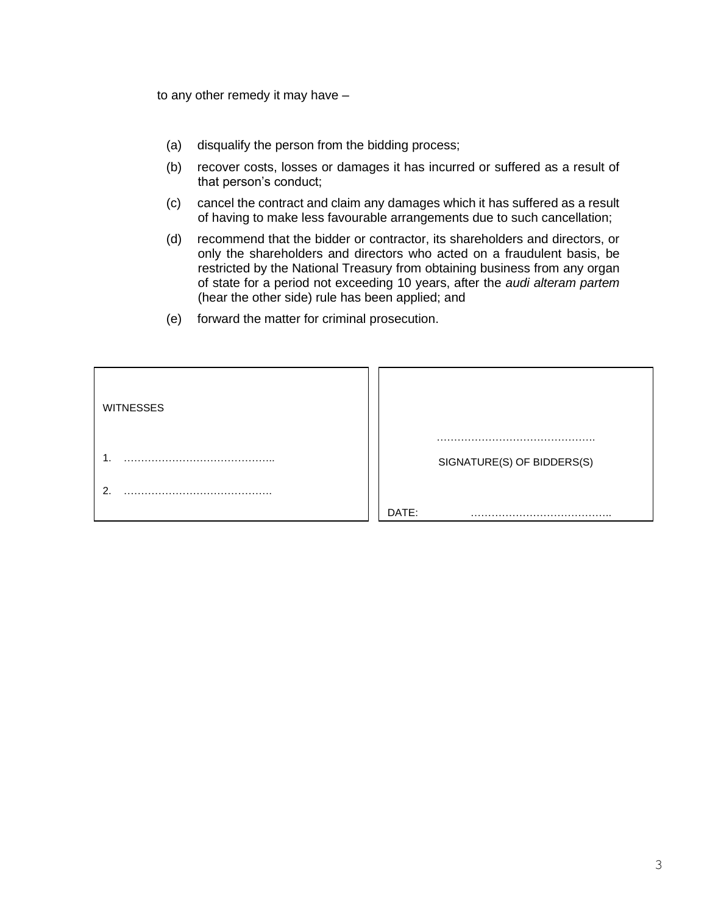to any other remedy it may have –

(a) disqualify the person from the bidding process;

(b) recover costs, losses or damages it has incurred or suffered as a result of that person's conduct;

(c) cancel the contract and claim any damages which it has suffered as a result of having to make less favourable arrangements due to such cancellation;

(d) recommend that the bidder or contractor, its shareholders and directors, or only the shareholders and directors who acted on a fraudulent basis, be restricted by the National Treasury from obtaining business from any organ of state for a period not exceeding 10 years, after the *audi alteram partem* (hear the other side) rule has been applied; and

(e) forward the matter for criminal prosecution.

| WITNESSES | |
|---|---|
| 1. …………………………………….. | ………………………………………. |
| 2. ……………………………………. | SIGNATURE(S) OF BIDDERS(S) |
| | DATE: ………………………………….. |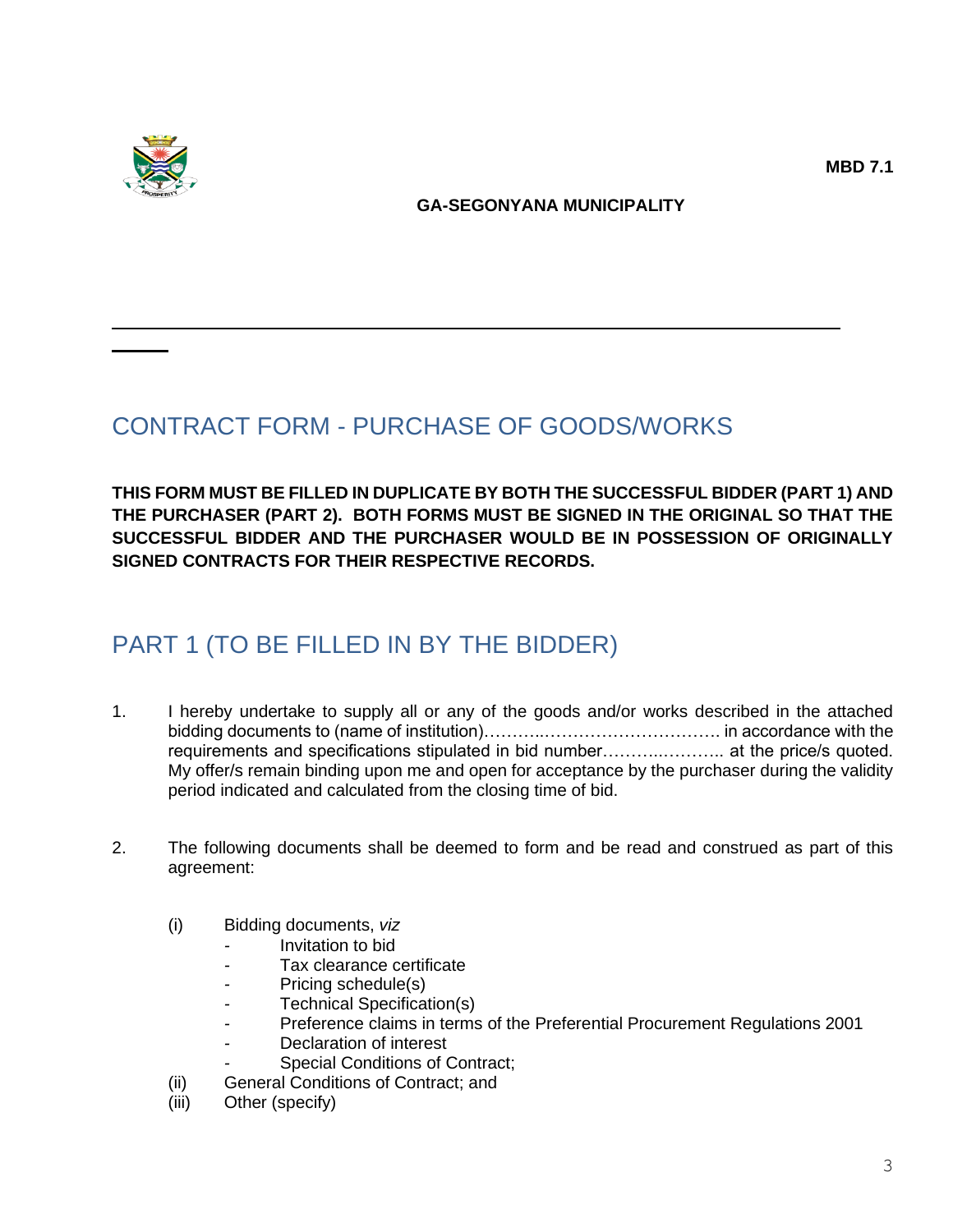**MBD 7.1**

**GA-SEGONYANA MUNICIPALITY**

# CONTRACT FORM - PURCHASE OF GOODS/WORKS

**THIS FORM MUST BE FILLED IN DUPLICATE BY BOTH THE SUCCESSFUL BIDDER (PART 1) AND THE PURCHASER (PART 2). BOTH FORMS MUST BE SIGNED IN THE ORIGINAL SO THAT THE SUCCESSFUL BIDDER AND THE PURCHASER WOULD BE IN POSSESSION OF ORIGINALLY SIGNED CONTRACTS FOR THEIR RESPECTIVE RECORDS.**

# PART 1 (TO BE FILLED IN BY THE BIDDER)

1. I hereby undertake to supply all or any of the goods and/or works described in the attached bidding documents to (name of institution)………..………………………… in accordance with the requirements and specifications stipulated in bid number………..……….. at the price/s quoted. My offer/s remain binding upon me and open for acceptance by the purchaser during the validity period indicated and calculated from the closing time of bid.

2. The following documents shall be deemed to form and be read and construed as part of this agreement:

   (i) Bidding documents, *viz*
   - Invitation to bid
   - Tax clearance certificate
   - Pricing schedule(s)
   - Technical Specification(s)
   - Preference claims in terms of the Preferential Procurement Regulations 2001
   - Declaration of interest
   - Special Conditions of Contract;

   (ii) General Conditions of Contract; and

   (iii) Other (specify)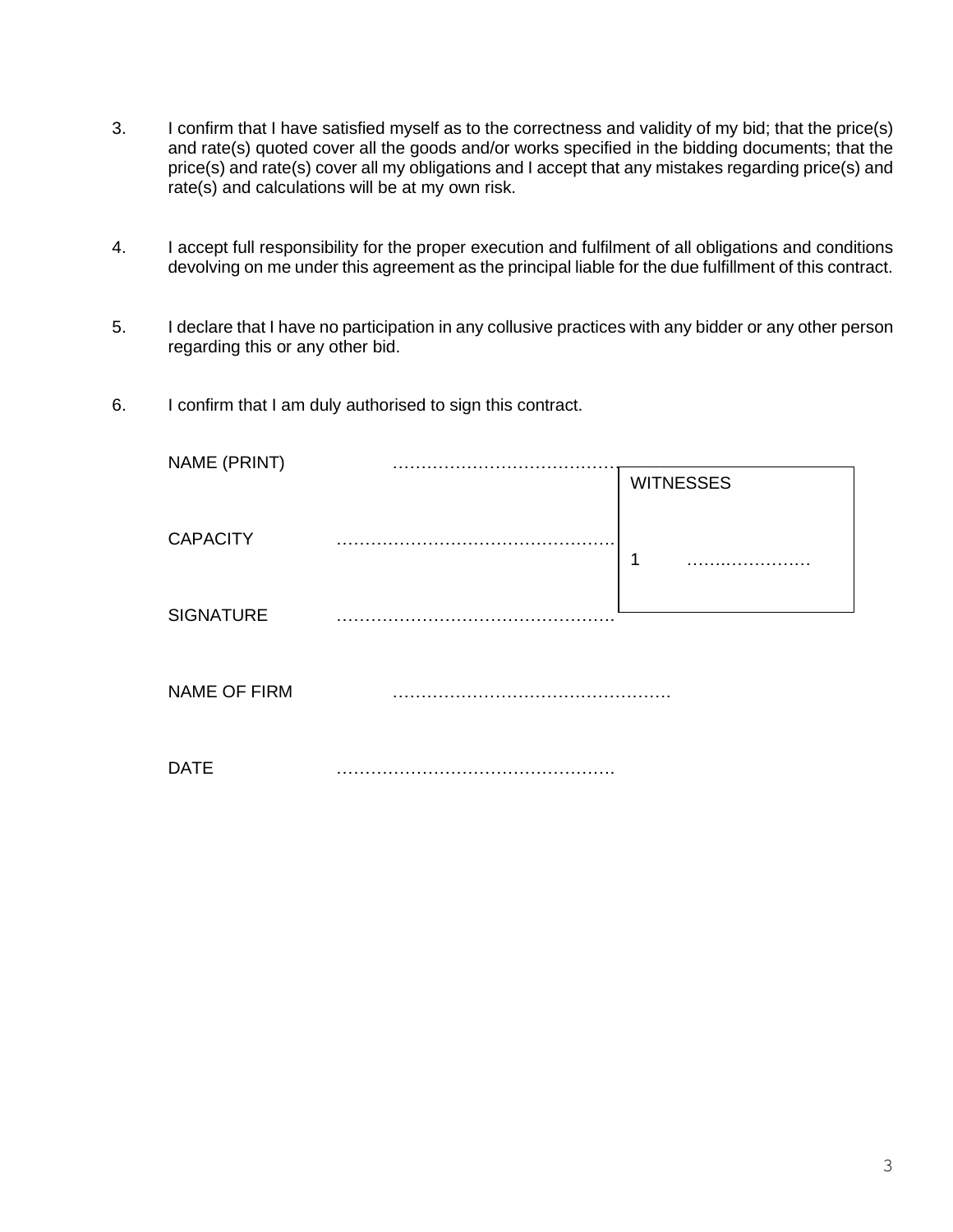3. I confirm that I have satisfied myself as to the correctness and validity of my bid; that the price(s) and rate(s) quoted cover all the goods and/or works specified in the bidding documents; that the price(s) and rate(s) cover all my obligations and I accept that any mistakes regarding price(s) and rate(s) and calculations will be at my own risk.

4. I accept full responsibility for the proper execution and fulfilment of all obligations and conditions devolving on me under this agreement as the principal liable for the due fulfillment of this contract.

5. I declare that I have no participation in any collusive practices with any bidder or any other person regarding this or any other bid.

6. I confirm that I am duly authorised to sign this contract.

NAME (PRINT) …………………………………………

CAPACITY …………………………………………

SIGNATURE …………………………………………

NAME OF FIRM …………………………………………

DATE …………………………………………

| WITNESSES |
|---|
| 1 ………………… |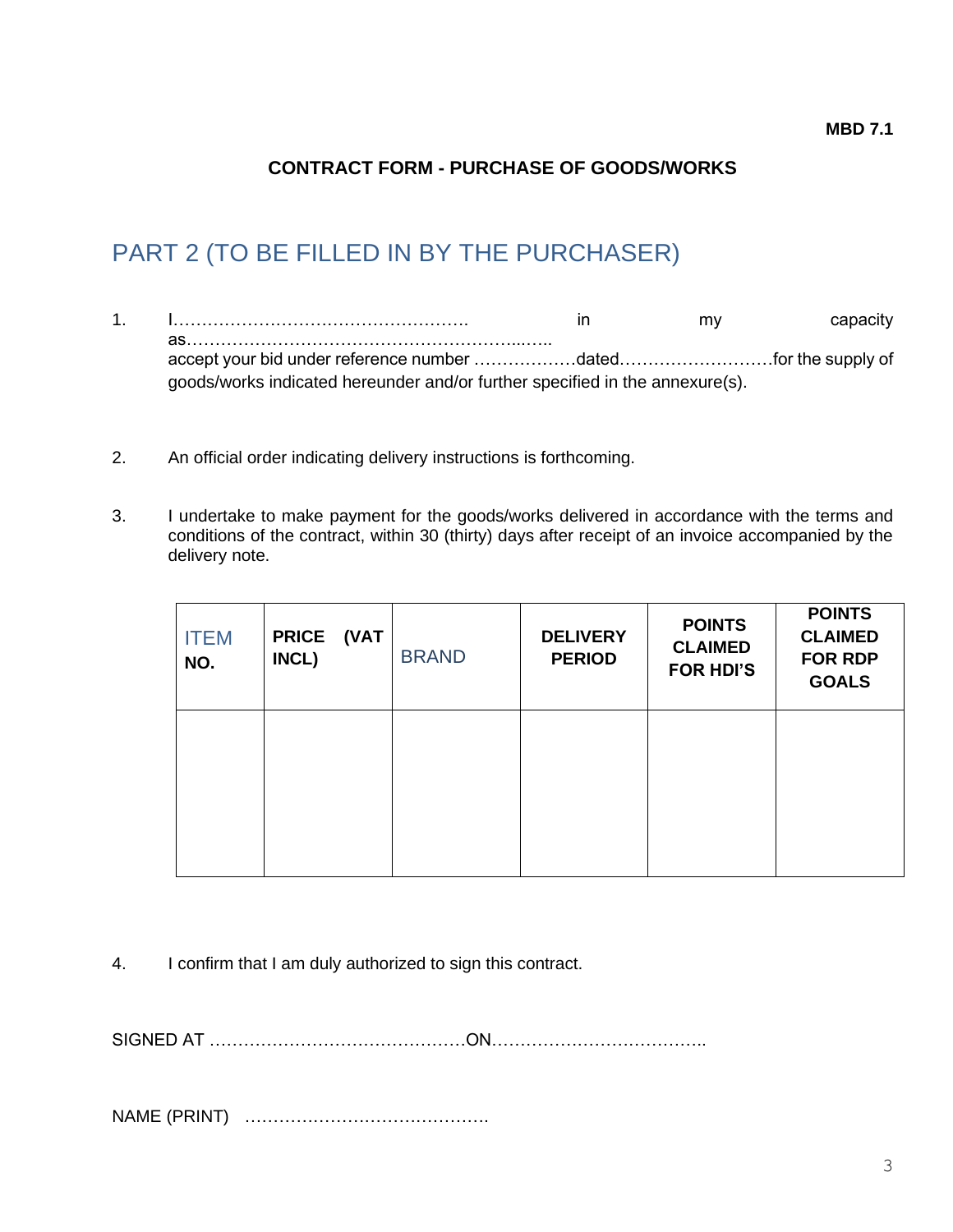**MBD 7.1**

**CONTRACT FORM - PURCHASE OF GOODS/WORKS**

## PART 2 (TO BE FILLED IN BY THE PURCHASER)

1. I……………………………………………. in my capacity as…………………………………………………...….. accept your bid under reference number ………………dated………………………for the supply of goods/works indicated hereunder and/or further specified in the annexure(s).

2. An official order indicating delivery instructions is forthcoming.

3. I undertake to make payment for the goods/works delivered in accordance with the terms and conditions of the contract, within 30 (thirty) days after receipt of an invoice accompanied by the delivery note.

| ITEM **NO.** | **PRICE (VAT INCL)** | BRAND | **DELIVERY PERIOD** | **POINTS CLAIMED FOR HDI'S** | **POINTS CLAIMED FOR RDP GOALS** |
|---|---|---|---|---|---|
| | | | | | |

4. I confirm that I am duly authorized to sign this contract.

SIGNED AT ………………………………………ON………………………………..

NAME (PRINT) …………………………………….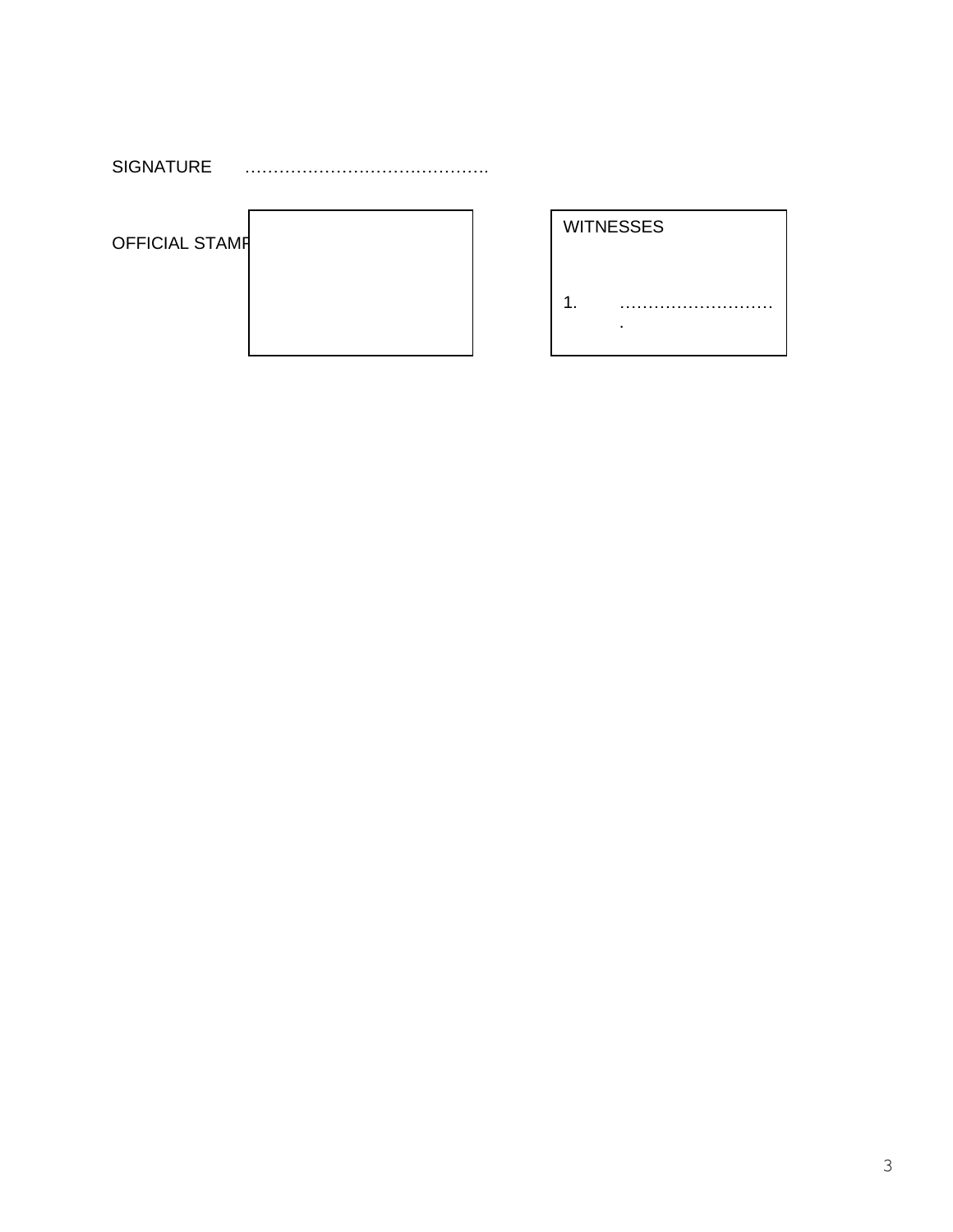SIGNATURE ……………………………………..

OFFICIAL STAMP

WITNESSES

1. ……………………….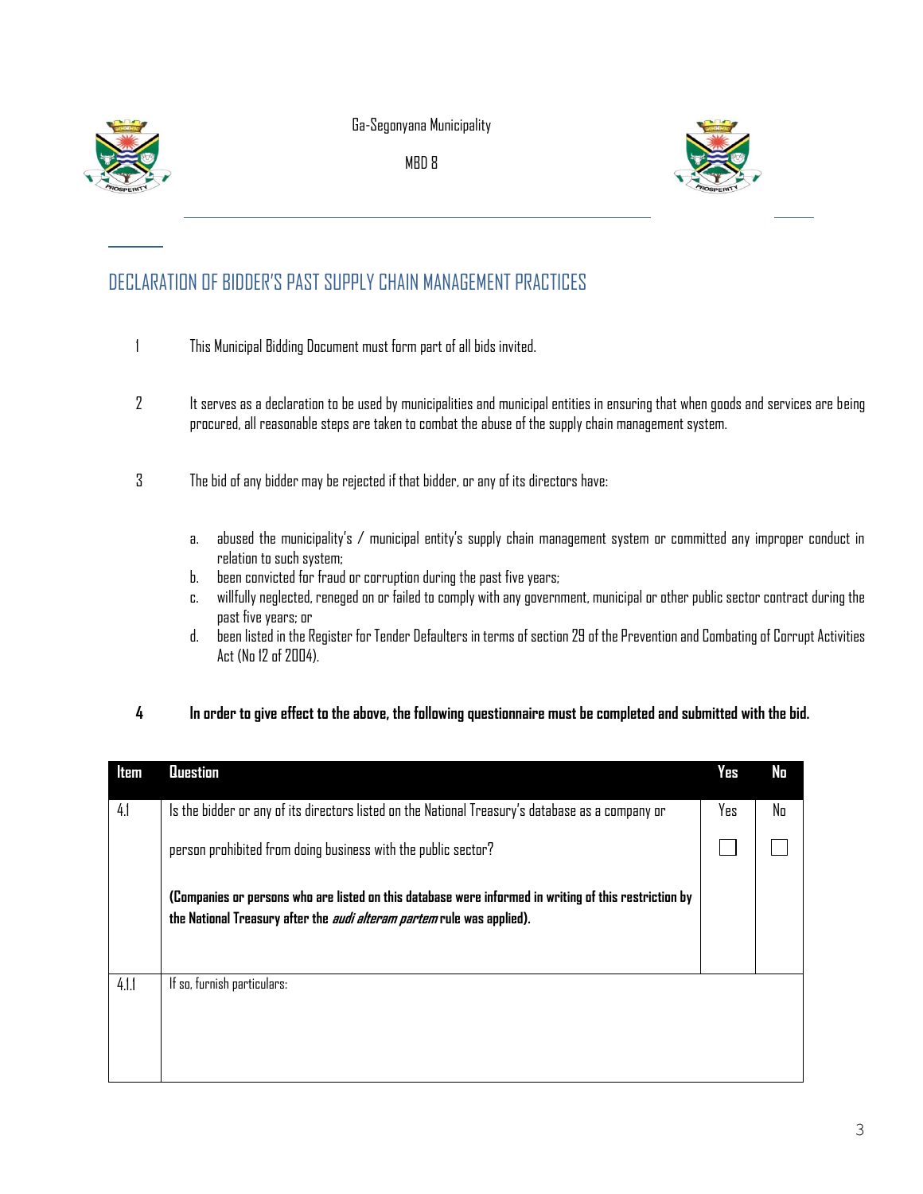Ga-Segonyana Municipality

MBD 8

## DECLARATION OF BIDDER'S PAST SUPPLY CHAIN MANAGEMENT PRACTICES

1 This Municipal Bidding Document must form part of all bids invited.

2 It serves as a declaration to be used by municipalities and municipal entities in ensuring that when goods and services are being procured, all reasonable steps are taken to combat the abuse of the supply chain management system.

3 The bid of any bidder may be rejected if that bidder, or any of its directors have:

a. abused the municipality's / municipal entity's supply chain management system or committed any improper conduct in relation to such system;
b. been convicted for fraud or corruption during the past five years;
c. willfully neglected, reneged on or failed to comply with any government, municipal or other public sector contract during the past five years; or
d. been listed in the Register for Tender Defaulters in terms of section 29 of the Prevention and Combating of Corrupt Activities Act (No 12 of 2004).

**4 In order to give effect to the above, the following questionnaire must be completed and submitted with the bid.**

| Item | Question | Yes | No |
|---|---|---|---|
| 4.1 | Is the bidder or any of its directors listed on the National Treasury's database as a company or person prohibited from doing business with the public sector?<br><br>**(Companies or persons who are listed on this database were informed in writing of this restriction by the National Treasury after the *audi alteram partem* rule was applied).** | Yes ☐ | No ☐ |
| 4.1.1 | If so, furnish particulars: | | |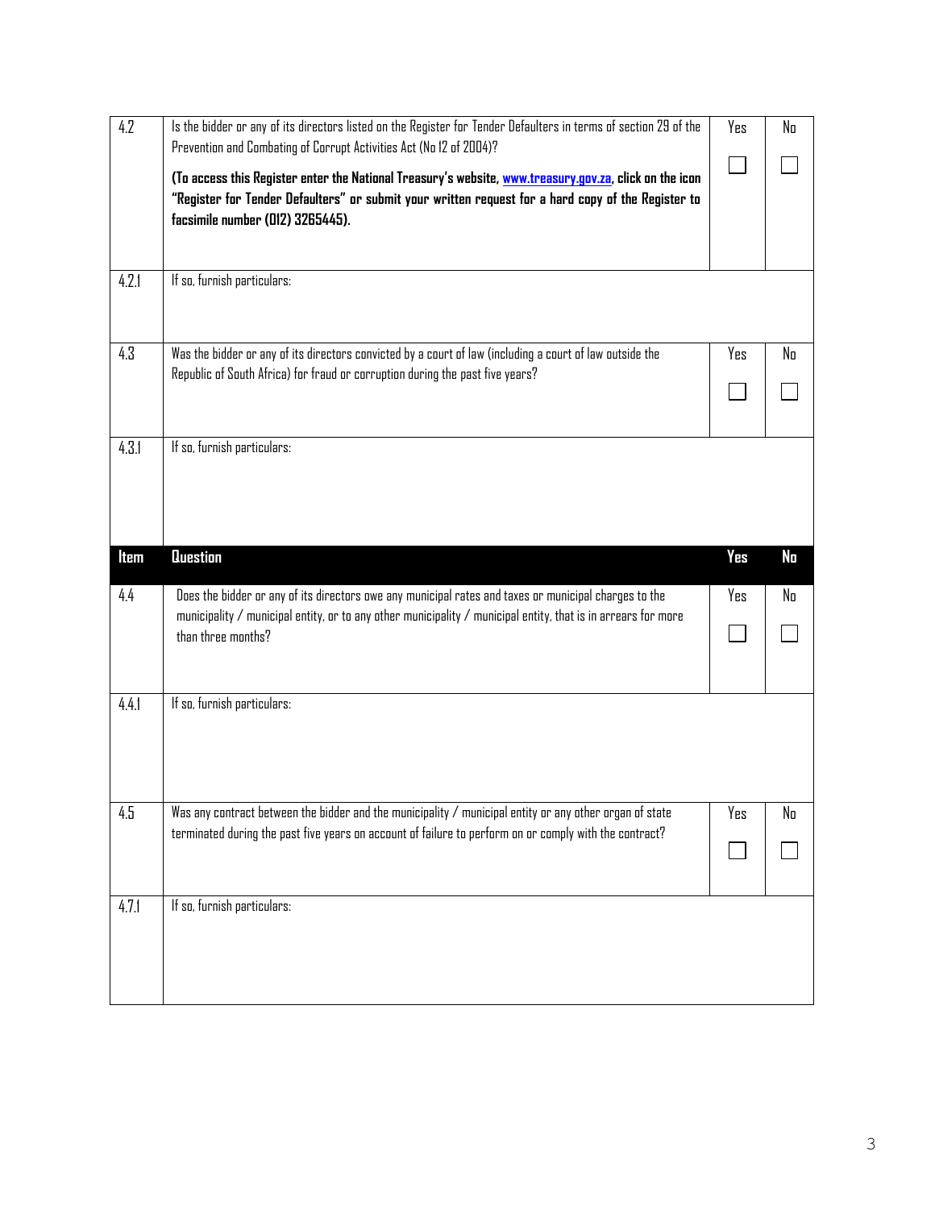| 4.2 | Is the bidder or any of its directors listed on the Register for Tender Defaulters in terms of section 29 of the Prevention and Combating of Corrupt Activities Act (No 12 of 2004)?<br><br>**(To access this Register enter the National Treasury's website, [www.treasury.gov.za](www.treasury.gov.za), click on the icon "Register for Tender Defaulters" or submit your written request for a hard copy of the Register to facsimile number (012) 3265445).** | Yes<br>☐ | No<br>☐ |
|---|---|---|---|
| 4.2.1 | If so, furnish particulars: | | |
| 4.3 | Was the bidder or any of its directors convicted by a court of law (including a court of law outside the Republic of South Africa) for fraud or corruption during the past five years? | Yes<br>☐ | No<br>☐ |
| 4.3.1 | If so, furnish particulars: | | |
| **Item** | **Question** | **Yes** | **No** |
| 4.4 | Does the bidder or any of its directors owe any municipal rates and taxes or municipal charges to the municipality / municipal entity, or to any other municipality / municipal entity, that is in arrears for more than three months? | Yes<br>☐ | No<br>☐ |
| 4.4.1 | If so, furnish particulars: | | |
| 4.5 | Was any contract between the bidder and the municipality / municipal entity or any other organ of state terminated during the past five years on account of failure to perform on or comply with the contract? | Yes<br>☐ | No<br>☐ |
| 4.7.1 | If so, furnish particulars: | | |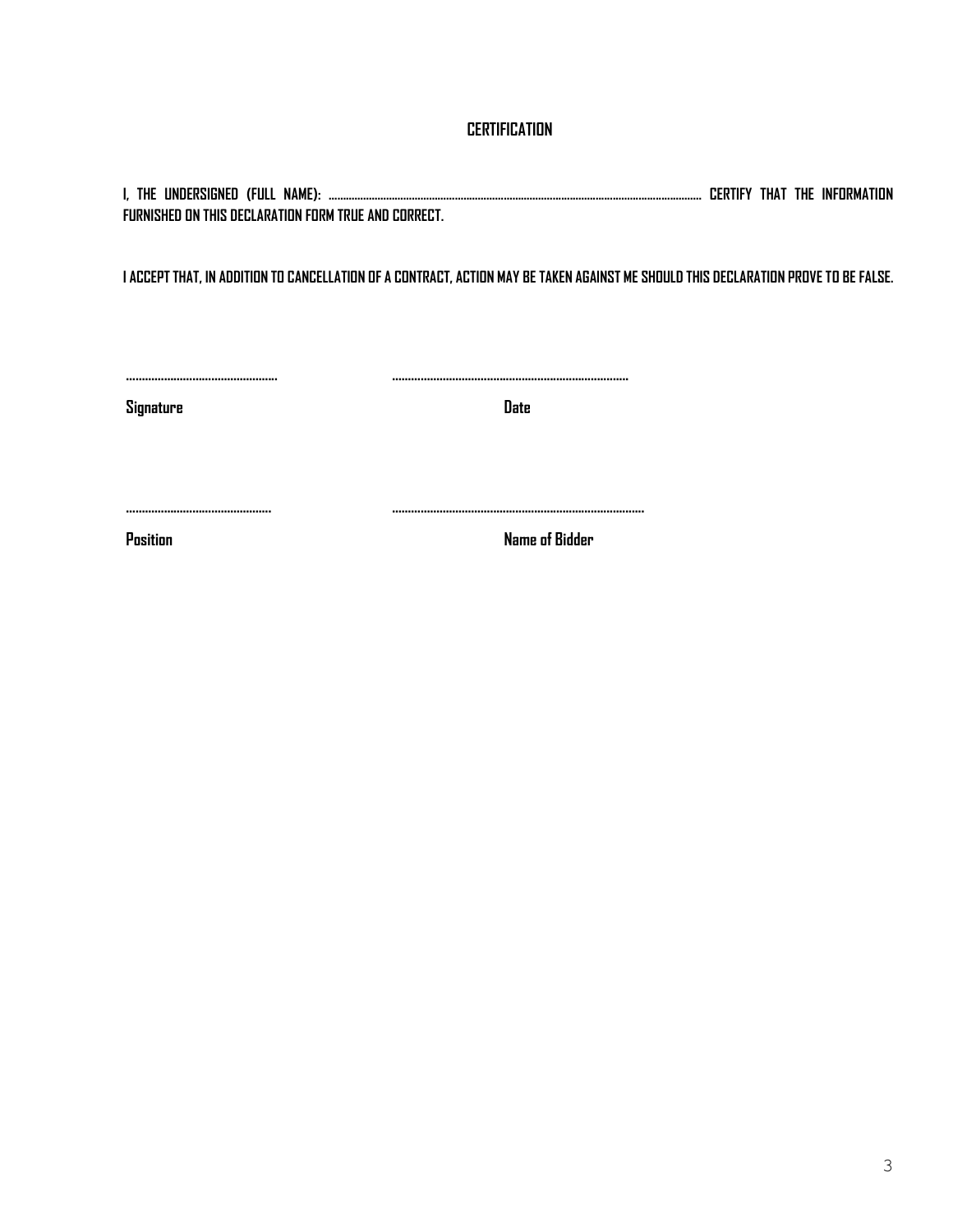## CERTIFICATION

I, THE UNDERSIGNED (FULL NAME): ………………………………………………………………………………………………………………… CERTIFY THAT THE INFORMATION FURNISHED ON THIS DECLARATION FORM TRUE AND CORRECT.

I ACCEPT THAT, IN ADDITION TO CANCELLATION OF A CONTRACT, ACTION MAY BE TAKEN AGAINST ME SHOULD THIS DECLARATION PROVE TO BE FALSE.

………………………………………… ………………………………………………………………

**Signature** **Date**

……………………………………… ………………………………………………………………

**Position** **Name of Bidder**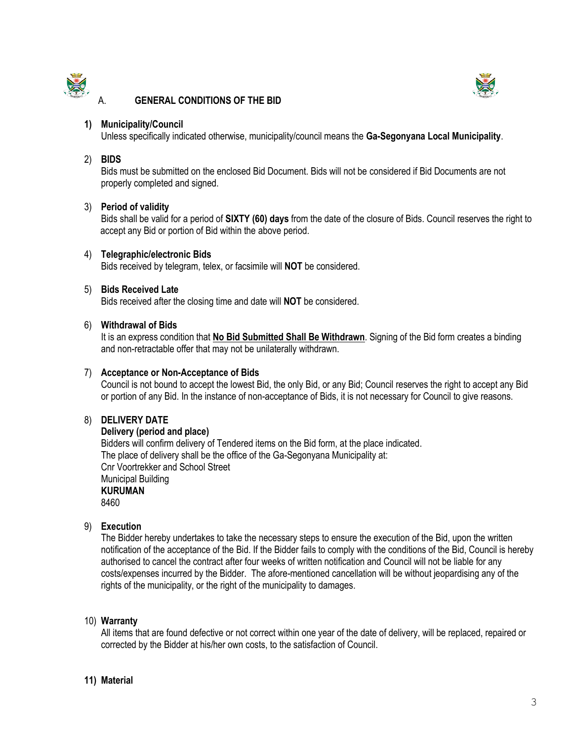## A. GENERAL CONDITIONS OF THE BID

**1) Municipality/Council**

Unless specifically indicated otherwise, municipality/council means the **Ga-Segonyana Local Municipality**.

2) **BIDS**

Bids must be submitted on the enclosed Bid Document. Bids will not be considered if Bid Documents are not properly completed and signed.

3) **Period of validity**

Bids shall be valid for a period of **SIXTY (60) days** from the date of the closure of Bids. Council reserves the right to accept any Bid or portion of Bid within the above period.

4) **Telegraphic/electronic Bids**

Bids received by telegram, telex, or facsimile will **NOT** be considered.

5) **Bids Received Late**

Bids received after the closing time and date will **NOT** be considered.

6) **Withdrawal of Bids**

It is an express condition that **<u>No Bid Submitted Shall Be Withdrawn</u>**. Signing of the Bid form creates a binding and non-retractable offer that may not be unilaterally withdrawn.

7) **Acceptance or Non-Acceptance of Bids**

Council is not bound to accept the lowest Bid, the only Bid, or any Bid; Council reserves the right to accept any Bid or portion of any Bid. In the instance of non-acceptance of Bids, it is not necessary for Council to give reasons.

8) **DELIVERY DATE**

**Delivery (period and place)**

Bidders will confirm delivery of Tendered items on the Bid form, at the place indicated.
The place of delivery shall be the office of the Ga-Segonyana Municipality at:
Cnr Voortrekker and School Street
Municipal Building
**KURUMAN**
8460

9) **Execution**

The Bidder hereby undertakes to take the necessary steps to ensure the execution of the Bid, upon the written notification of the acceptance of the Bid. If the Bidder fails to comply with the conditions of the Bid, Council is hereby authorised to cancel the contract after four weeks of written notification and Council will not be liable for any costs/expenses incurred by the Bidder. The afore-mentioned cancellation will be without jeopardising any of the rights of the municipality, or the right of the municipality to damages.

10) **Warranty**

All items that are found defective or not correct within one year of the date of delivery, will be replaced, repaired or corrected by the Bidder at his/her own costs, to the satisfaction of Council.

**11) Material**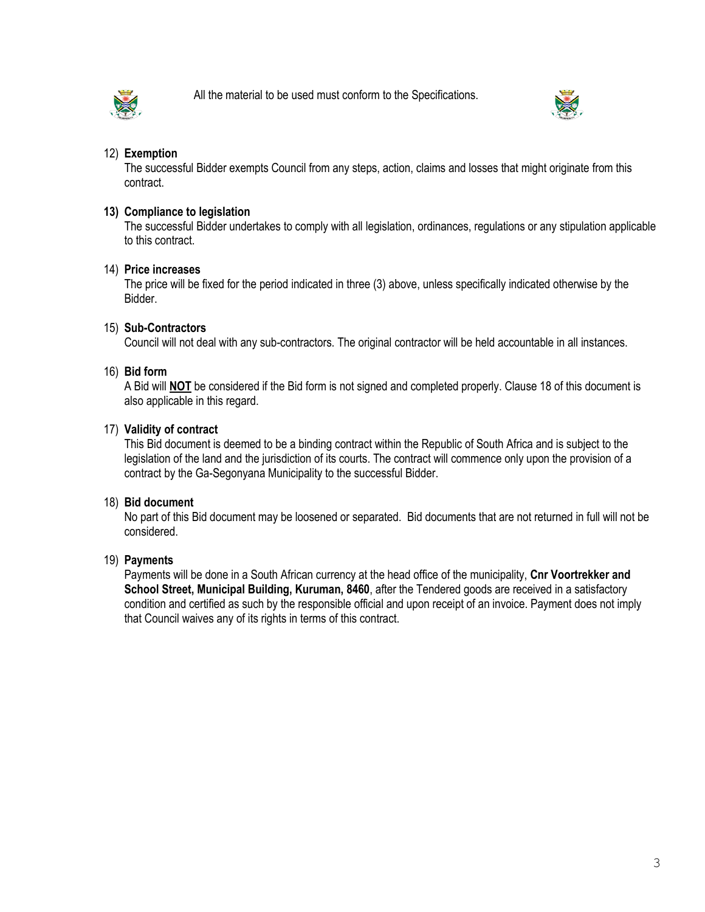All the material to be used must conform to the Specifications.

12) **Exemption**
The successful Bidder exempts Council from any steps, action, claims and losses that might originate from this contract.

**13) Compliance to legislation**
The successful Bidder undertakes to comply with all legislation, ordinances, regulations or any stipulation applicable to this contract.

14) **Price increases**
The price will be fixed for the period indicated in three (3) above, unless specifically indicated otherwise by the Bidder.

15) **Sub-Contractors**
Council will not deal with any sub-contractors. The original contractor will be held accountable in all instances.

16) **Bid form**
A Bid will **NOT** be considered if the Bid form is not signed and completed properly. Clause 18 of this document is also applicable in this regard.

17) **Validity of contract**
This Bid document is deemed to be a binding contract within the Republic of South Africa and is subject to the legislation of the land and the jurisdiction of its courts. The contract will commence only upon the provision of a contract by the Ga-Segonyana Municipality to the successful Bidder.

18) **Bid document**
No part of this Bid document may be loosened or separated. Bid documents that are not returned in full will not be considered.

19) **Payments**
Payments will be done in a South African currency at the head office of the municipality, **Cnr Voortrekker and School Street, Municipal Building, Kuruman, 8460**, after the Tendered goods are received in a satisfactory condition and certified as such by the responsible official and upon receipt of an invoice. Payment does not imply that Council waives any of its rights in terms of this contract.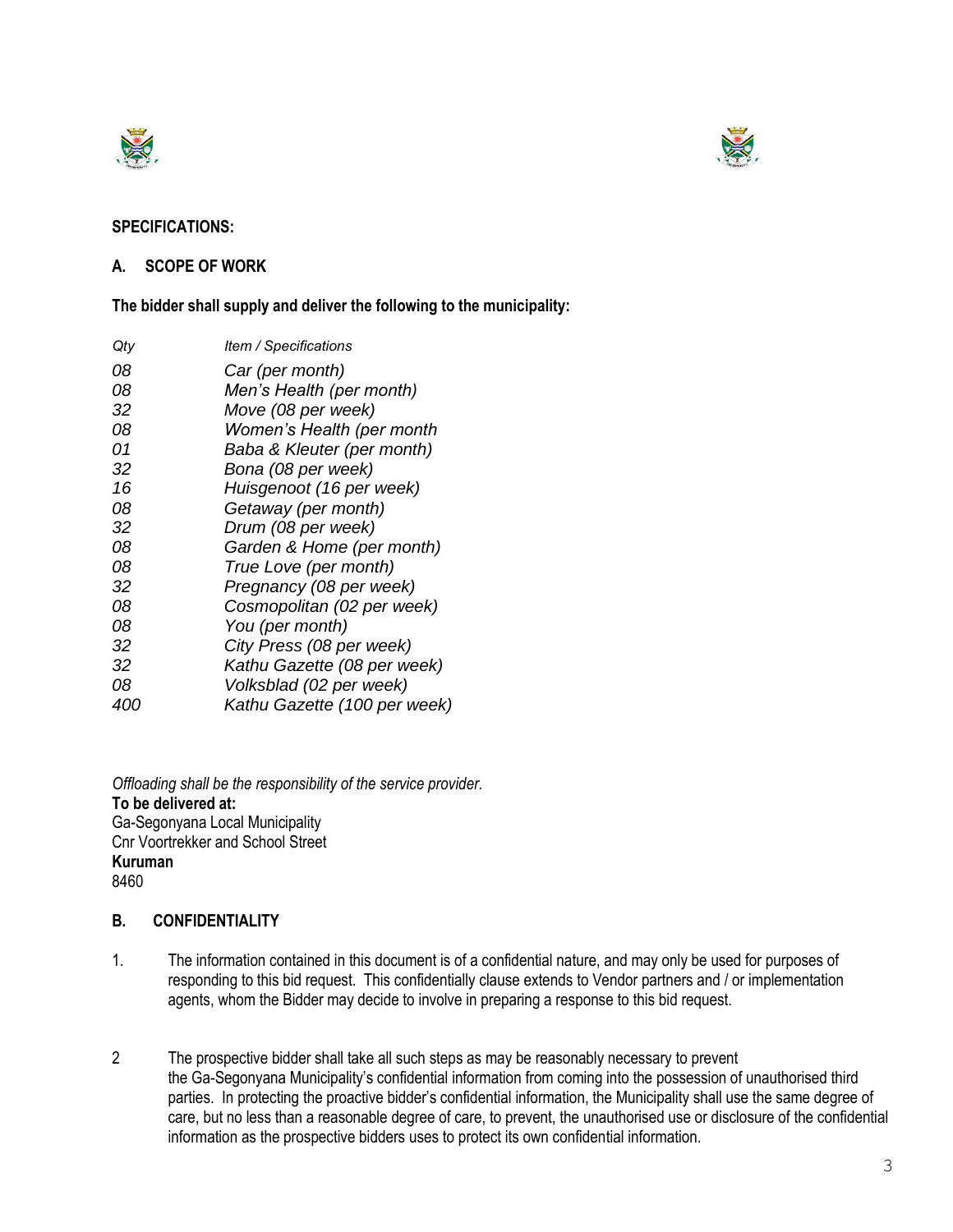**SPECIFICATIONS:**

## A. SCOPE OF WORK

**The bidder shall supply and deliver the following to the municipality:**

| *Qty* | *Item / Specifications* |
| --- | --- |
| *08* | *Car (per month)* |
| *08* | *Men's Health (per month)* |
| *32* | *Move (08 per week)* |
| *08* | *Women's Health (per month* |
| *01* | *Baba & Kleuter (per month)* |
| *32* | *Bona (08 per week)* |
| *16* | *Huisgenoot (16 per week)* |
| *08* | *Getaway (per month)* |
| *32* | *Drum (08 per week)* |
| *08* | *Garden & Home (per month)* |
| *08* | *True Love (per month)* |
| *32* | *Pregnancy (08 per week)* |
| *08* | *Cosmopolitan (02 per week)* |
| *08* | *You (per month)* |
| *32* | *City Press (08 per week)* |
| *32* | *Kathu Gazette (08 per week)* |
| *08* | *Volksblad (02 per week)* |
| *400* | *Kathu Gazette (100 per week)* |

*Offloading shall be the responsibility of the service provider.*

**To be delivered at:**
Ga-Segonyana Local Municipality
Cnr Voortrekker and School Street
**Kuruman**
8460

## B. CONFIDENTIALITY

1. The information contained in this document is of a confidential nature, and may only be used for purposes of responding to this bid request. This confidentially clause extends to Vendor partners and / or implementation agents, whom the Bidder may decide to involve in preparing a response to this bid request.

2. The prospective bidder shall take all such steps as may be reasonably necessary to prevent the Ga-Segonyana Municipality's confidential information from coming into the possession of unauthorised third parties. In protecting the proactive bidder's confidential information, the Municipality shall use the same degree of care, but no less than a reasonable degree of care, to prevent, the unauthorised use or disclosure of the confidential information as the prospective bidders uses to protect its own confidential information.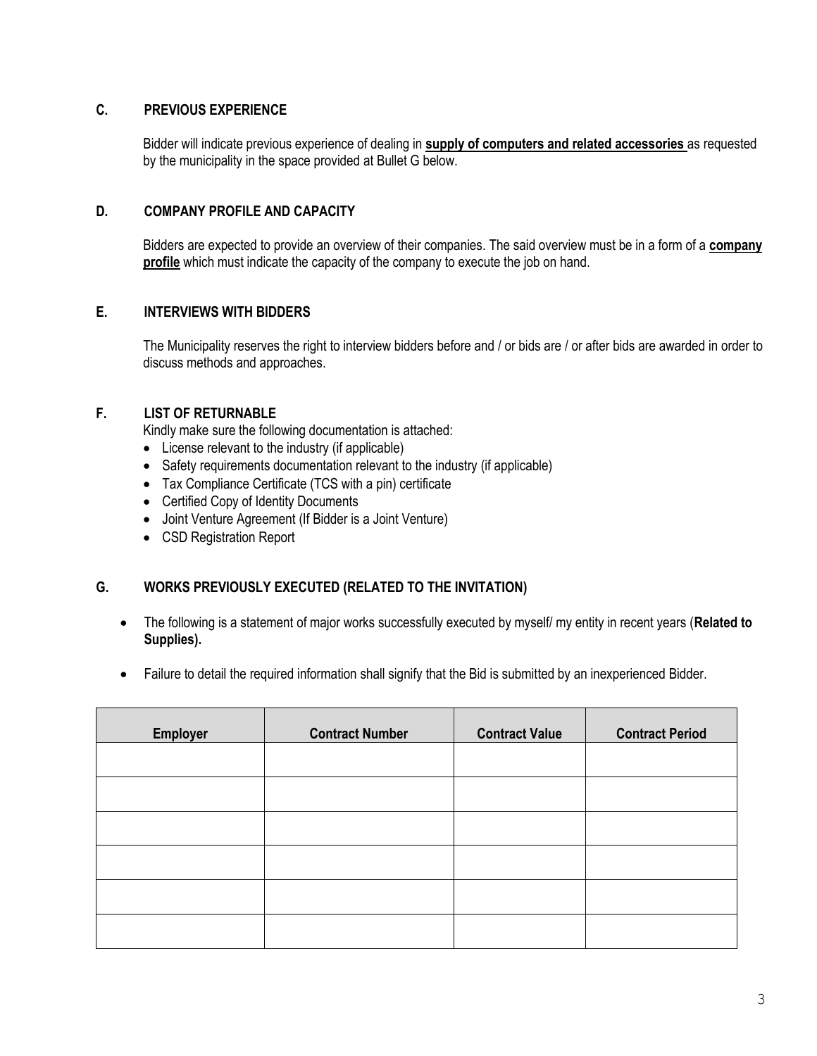## C. PREVIOUS EXPERIENCE

Bidder will indicate previous experience of dealing in **supply of computers and related accessories** as requested by the municipality in the space provided at Bullet G below.

## D. COMPANY PROFILE AND CAPACITY

Bidders are expected to provide an overview of their companies. The said overview must be in a form of a **company profile** which must indicate the capacity of the company to execute the job on hand.

## E. INTERVIEWS WITH BIDDERS

The Municipality reserves the right to interview bidders before and / or bids are / or after bids are awarded in order to discuss methods and approaches.

## F. LIST OF RETURNABLE

Kindly make sure the following documentation is attached:

- License relevant to the industry (if applicable)
- Safety requirements documentation relevant to the industry (if applicable)
- Tax Compliance Certificate (TCS with a pin) certificate
- Certified Copy of Identity Documents
- Joint Venture Agreement (If Bidder is a Joint Venture)
- CSD Registration Report

## G. WORKS PREVIOUSLY EXECUTED (RELATED TO THE INVITATION)

- The following is a statement of major works successfully executed by myself/ my entity in recent years (**Related to Supplies).**
- Failure to detail the required information shall signify that the Bid is submitted by an inexperienced Bidder.

| Employer | Contract Number | Contract Value | Contract Period |
|---|---|---|---|
| | | | |
| | | | |
| | | | |
| | | | |
| | | | |
| | | | |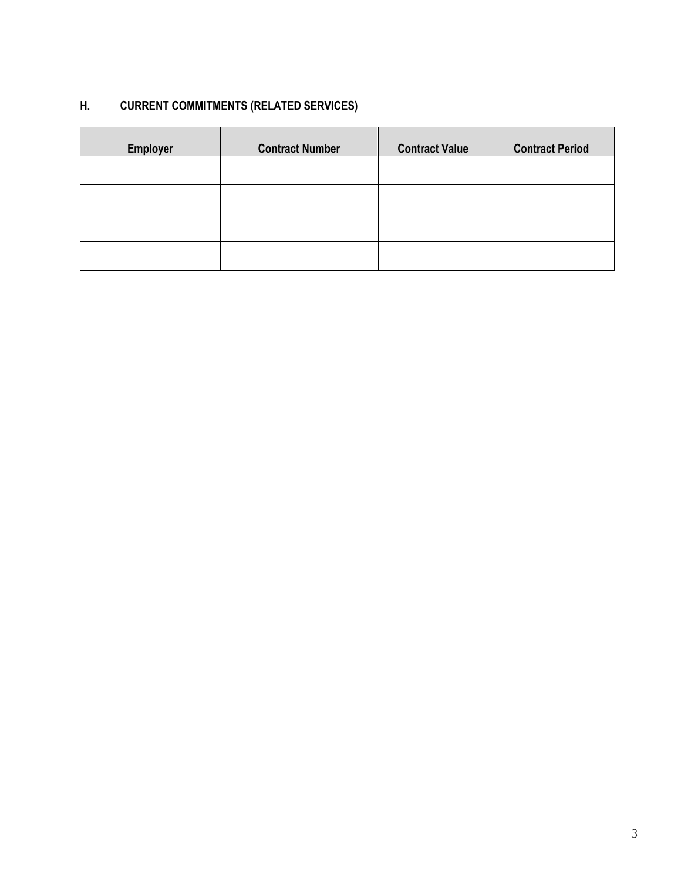## H. CURRENT COMMITMENTS (RELATED SERVICES)

| Employer | Contract Number | Contract Value | Contract Period |
|---|---|---|---|
| | | | |
| | | | |
| | | | |
| | | | |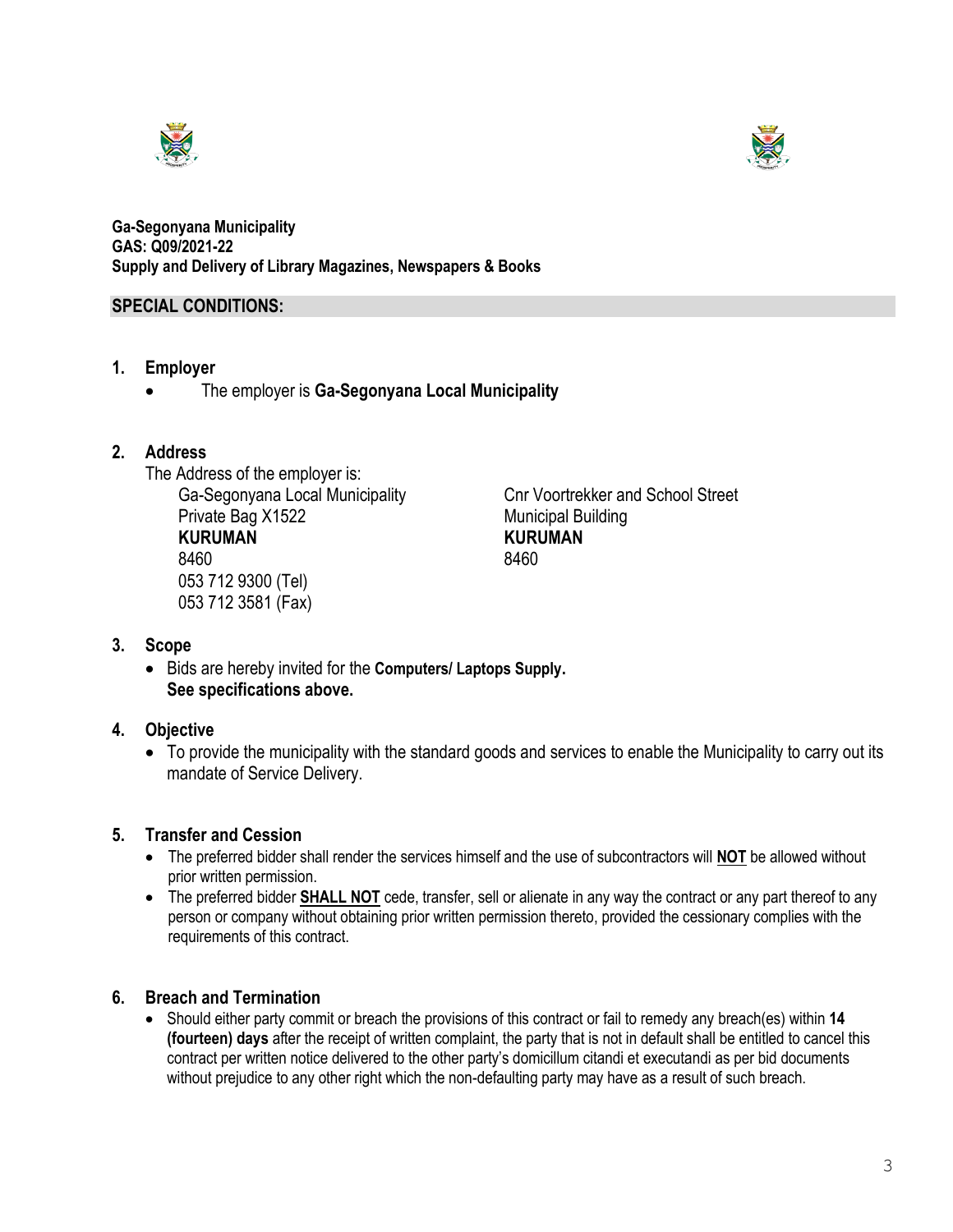**Ga-Segonyana Municipality**
**GAS: Q09/2021-22**
**Supply and Delivery of Library Magazines, Newspapers & Books**

## SPECIAL CONDITIONS:

### 1. Employer

- The employer is **Ga-Segonyana Local Municipality**

### 2. Address

The Address of the employer is:

Ga-Segonyana Local Municipality
Private Bag X1522
**KURUMAN**
8460
053 712 9300 (Tel)
053 712 3581 (Fax)

Cnr Voortrekker and School Street
Municipal Building
**KURUMAN**
8460

### 3. Scope

- Bids are hereby invited for the **Computers/ Laptops Supply.**
  **See specifications above.**

### 4. Objective

- To provide the municipality with the standard goods and services to enable the Municipality to carry out its mandate of Service Delivery.

### 5. Transfer and Cession

- The preferred bidder shall render the services himself and the use of subcontractors will **NOT** be allowed without prior written permission.
- The preferred bidder **SHALL NOT** cede, transfer, sell or alienate in any way the contract or any part thereof to any person or company without obtaining prior written permission thereto, provided the cessionary complies with the requirements of this contract.

### 6. Breach and Termination

- Should either party commit or breach the provisions of this contract or fail to remedy any breach(es) within **14 (fourteen) days** after the receipt of written complaint, the party that is not in default shall be entitled to cancel this contract per written notice delivered to the other party's domicillum citandi et executandi as per bid documents without prejudice to any other right which the non-defaulting party may have as a result of such breach.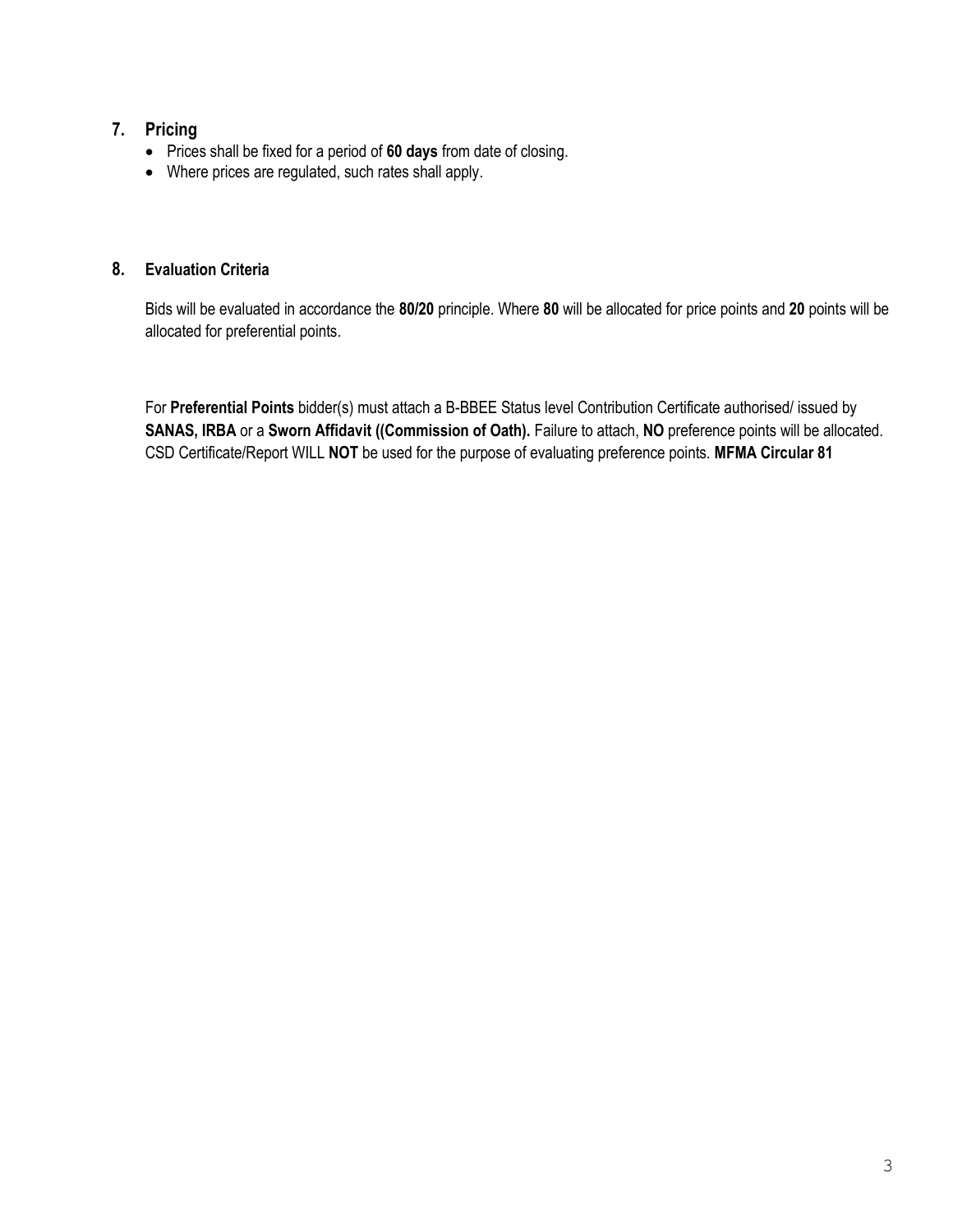## 7. Pricing

- Prices shall be fixed for a period of **60 days** from date of closing.
- Where prices are regulated, such rates shall apply.

## 8. Evaluation Criteria

Bids will be evaluated in accordance the **80/20** principle. Where **80** will be allocated for price points and **20** points will be allocated for preferential points.

For **Preferential Points** bidder(s) must attach a B-BBEE Status level Contribution Certificate authorised/ issued by **SANAS, IRBA** or a **Sworn Affidavit ((Commission of Oath).** Failure to attach, **NO** preference points will be allocated. CSD Certificate/Report WILL **NOT** be used for the purpose of evaluating preference points. **MFMA Circular 81**